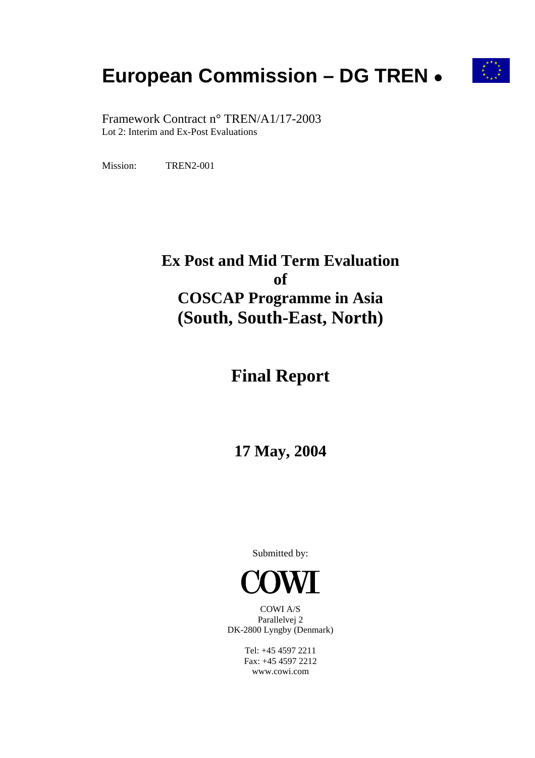# European Commission – DG TREN •

Framework Contract n° TREN/A1/17-2003
Lot 2: Interim and Ex-Post Evaluations

Mission: TREN2-001

# Ex Post and Mid Term Evaluation of COSCAP Programme in Asia (South, South-East, North)

# Final Report

## 17 May, 2004

Submitted by:

COWI

COWI A/S
Parallelvej 2
DK-2800 Lyngby (Denmark)

Tel: +45 4597 2211
Fax: +45 4597 2212
www.cowi.com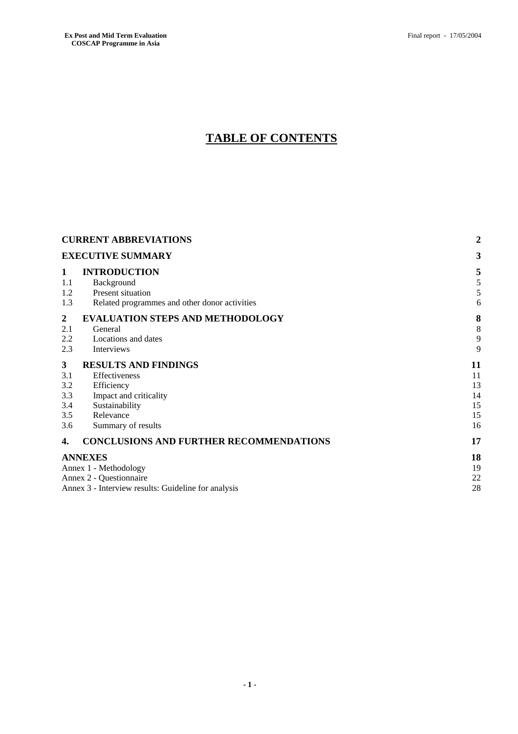# TABLE OF CONTENTS

| | | |
|---|---|---|
| **CURRENT ABBREVIATIONS** | | **2** |
| **EXECUTIVE SUMMARY** | | **3** |
| **1** | **INTRODUCTION** | **5** |
| 1.1 | Background | 5 |
| 1.2 | Present situation | 5 |
| 1.3 | Related programmes and other donor activities | 6 |
| **2** | **EVALUATION STEPS AND METHODOLOGY** | **8** |
| 2.1 | General | 8 |
| 2.2 | Locations and dates | 9 |
| 2.3 | Interviews | 9 |
| **3** | **RESULTS AND FINDINGS** | **11** |
| 3.1 | Effectiveness | 11 |
| 3.2 | Efficiency | 13 |
| 3.3 | Impact and criticality | 14 |
| 3.4 | Sustainability | 15 |
| 3.5 | Relevance | 15 |
| 3.6 | Summary of results | 16 |
| **4.** | **CONCLUSIONS AND FURTHER RECOMMENDATIONS** | **17** |
| **ANNEXES** | | **18** |
| Annex 1 - Methodology | | 19 |
| Annex 2 - Questionnaire | | 22 |
| Annex 3 - Interview results: Guideline for analysis | | 28 |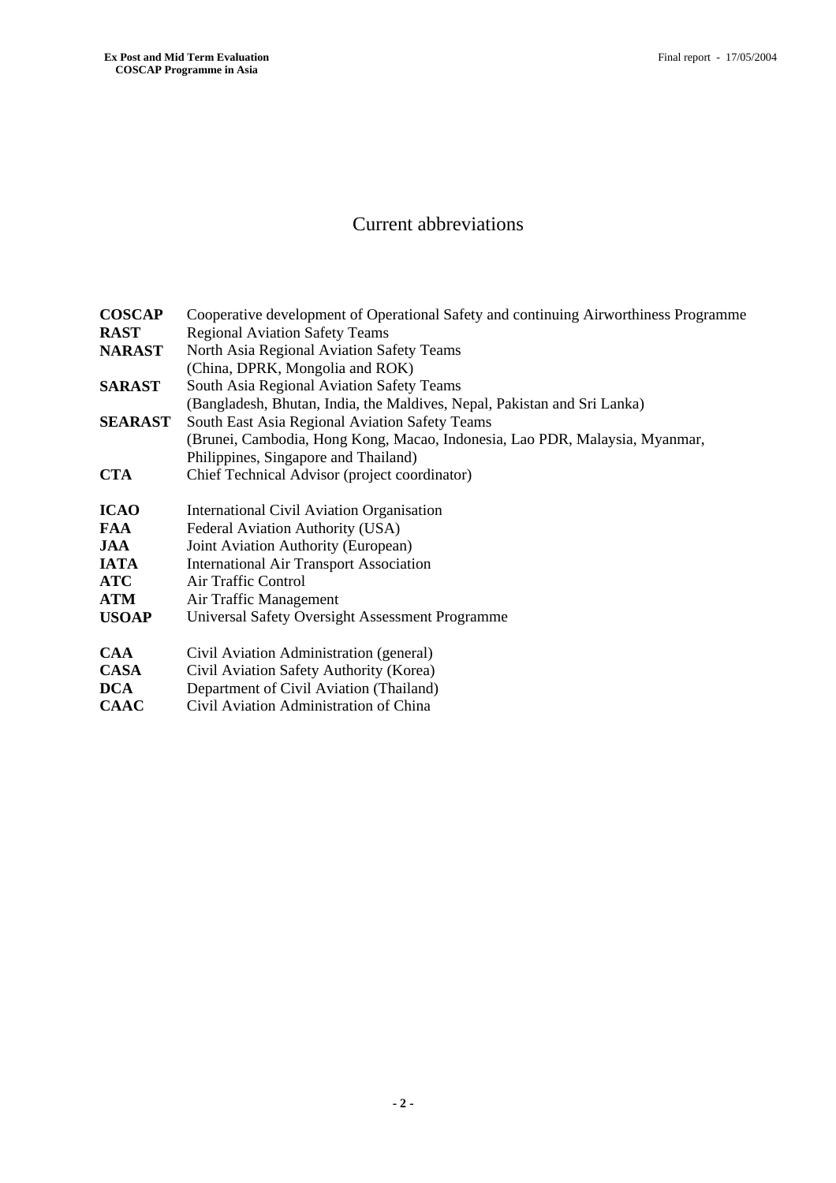# Current abbreviations

| | |
|---|---|
| **COSCAP** | Cooperative development of Operational Safety and continuing Airworthiness Programme |
| **RAST** | Regional Aviation Safety Teams |
| **NARAST** | North Asia Regional Aviation Safety Teams (China, DPRK, Mongolia and ROK) |
| **SARAST** | South Asia Regional Aviation Safety Teams (Bangladesh, Bhutan, India, the Maldives, Nepal, Pakistan and Sri Lanka) |
| **SEARAST** | South East Asia Regional Aviation Safety Teams (Brunei, Cambodia, Hong Kong, Macao, Indonesia, Lao PDR, Malaysia, Myanmar, Philippines, Singapore and Thailand) |
| **CTA** | Chief Technical Advisor (project coordinator) |
| **ICAO** | International Civil Aviation Organisation |
| **FAA** | Federal Aviation Authority (USA) |
| **JAA** | Joint Aviation Authority (European) |
| **IATA** | International Air Transport Association |
| **ATC** | Air Traffic Control |
| **ATM** | Air Traffic Management |
| **USOAP** | Universal Safety Oversight Assessment Programme |
| **CAA** | Civil Aviation Administration (general) |
| **CASA** | Civil Aviation Safety Authority (Korea) |
| **DCA** | Department of Civil Aviation (Thailand) |
| **CAAC** | Civil Aviation Administration of China |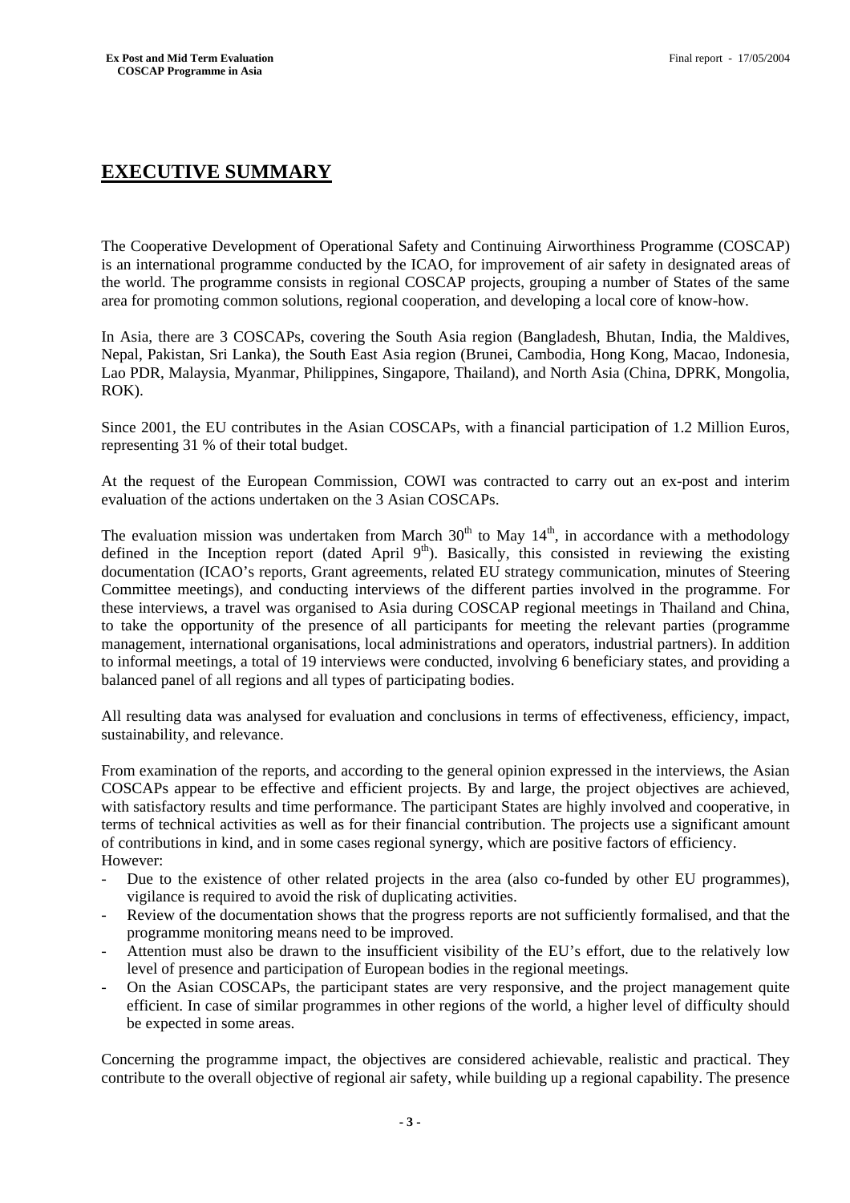# EXECUTIVE SUMMARY

The Cooperative Development of Operational Safety and Continuing Airworthiness Programme (COSCAP) is an international programme conducted by the ICAO, for improvement of air safety in designated areas of the world. The programme consists in regional COSCAP projects, grouping a number of States of the same area for promoting common solutions, regional cooperation, and developing a local core of know-how.

In Asia, there are 3 COSCAPs, covering the South Asia region (Bangladesh, Bhutan, India, the Maldives, Nepal, Pakistan, Sri Lanka), the South East Asia region (Brunei, Cambodia, Hong Kong, Macao, Indonesia, Lao PDR, Malaysia, Myanmar, Philippines, Singapore, Thailand), and North Asia (China, DPRK, Mongolia, ROK).

Since 2001, the EU contributes in the Asian COSCAPs, with a financial participation of 1.2 Million Euros, representing 31 % of their total budget.

At the request of the European Commission, COWI was contracted to carry out an ex-post and interim evaluation of the actions undertaken on the 3 Asian COSCAPs.

The evaluation mission was undertaken from March 30th to May 14th, in accordance with a methodology defined in the Inception report (dated April 9th). Basically, this consisted in reviewing the existing documentation (ICAO's reports, Grant agreements, related EU strategy communication, minutes of Steering Committee meetings), and conducting interviews of the different parties involved in the programme. For these interviews, a travel was organised to Asia during COSCAP regional meetings in Thailand and China, to take the opportunity of the presence of all participants for meeting the relevant parties (programme management, international organisations, local administrations and operators, industrial partners). In addition to informal meetings, a total of 19 interviews were conducted, involving 6 beneficiary states, and providing a balanced panel of all regions and all types of participating bodies.

All resulting data was analysed for evaluation and conclusions in terms of effectiveness, efficiency, impact, sustainability, and relevance.

From examination of the reports, and according to the general opinion expressed in the interviews, the Asian COSCAPs appear to be effective and efficient projects. By and large, the project objectives are achieved, with satisfactory results and time performance. The participant States are highly involved and cooperative, in terms of technical activities as well as for their financial contribution. The projects use a significant amount of contributions in kind, and in some cases regional synergy, which are positive factors of efficiency.
However:

- Due to the existence of other related projects in the area (also co-funded by other EU programmes), vigilance is required to avoid the risk of duplicating activities.
- Review of the documentation shows that the progress reports are not sufficiently formalised, and that the programme monitoring means need to be improved.
- Attention must also be drawn to the insufficient visibility of the EU's effort, due to the relatively low level of presence and participation of European bodies in the regional meetings.
- On the Asian COSCAPs, the participant states are very responsive, and the project management quite efficient. In case of similar programmes in other regions of the world, a higher level of difficulty should be expected in some areas.

Concerning the programme impact, the objectives are considered achievable, realistic and practical. They contribute to the overall objective of regional air safety, while building up a regional capability. The presence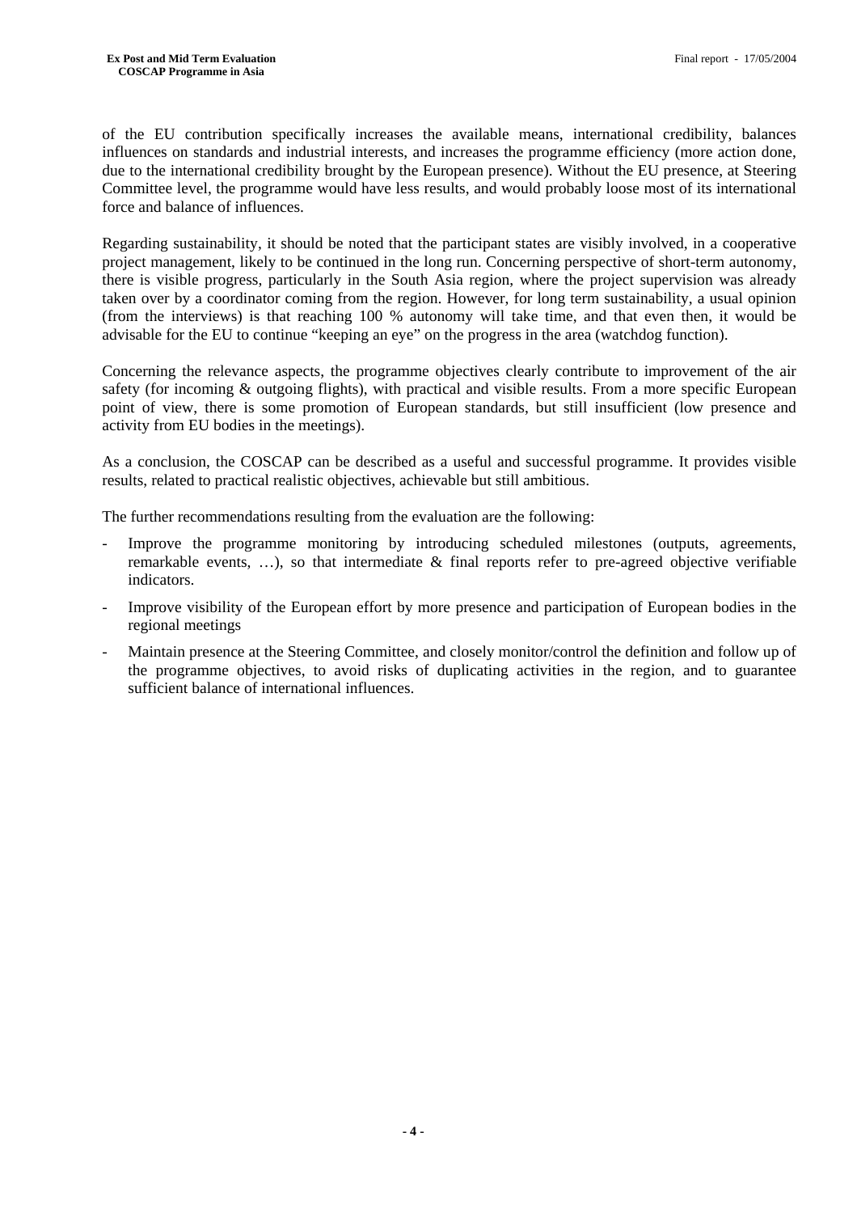of the EU contribution specifically increases the available means, international credibility, balances influences on standards and industrial interests, and increases the programme efficiency (more action done, due to the international credibility brought by the European presence). Without the EU presence, at Steering Committee level, the programme would have less results, and would probably loose most of its international force and balance of influences.

Regarding sustainability, it should be noted that the participant states are visibly involved, in a cooperative project management, likely to be continued in the long run. Concerning perspective of short-term autonomy, there is visible progress, particularly in the South Asia region, where the project supervision was already taken over by a coordinator coming from the region. However, for long term sustainability, a usual opinion (from the interviews) is that reaching 100 % autonomy will take time, and that even then, it would be advisable for the EU to continue "keeping an eye" on the progress in the area (watchdog function).

Concerning the relevance aspects, the programme objectives clearly contribute to improvement of the air safety (for incoming & outgoing flights), with practical and visible results. From a more specific European point of view, there is some promotion of European standards, but still insufficient (low presence and activity from EU bodies in the meetings).

As a conclusion, the COSCAP can be described as a useful and successful programme. It provides visible results, related to practical realistic objectives, achievable but still ambitious.

The further recommendations resulting from the evaluation are the following:

- Improve the programme monitoring by introducing scheduled milestones (outputs, agreements, remarkable events, …), so that intermediate & final reports refer to pre-agreed objective verifiable indicators.
- Improve visibility of the European effort by more presence and participation of European bodies in the regional meetings
- Maintain presence at the Steering Committee, and closely monitor/control the definition and follow up of the programme objectives, to avoid risks of duplicating activities in the region, and to guarantee sufficient balance of international influences.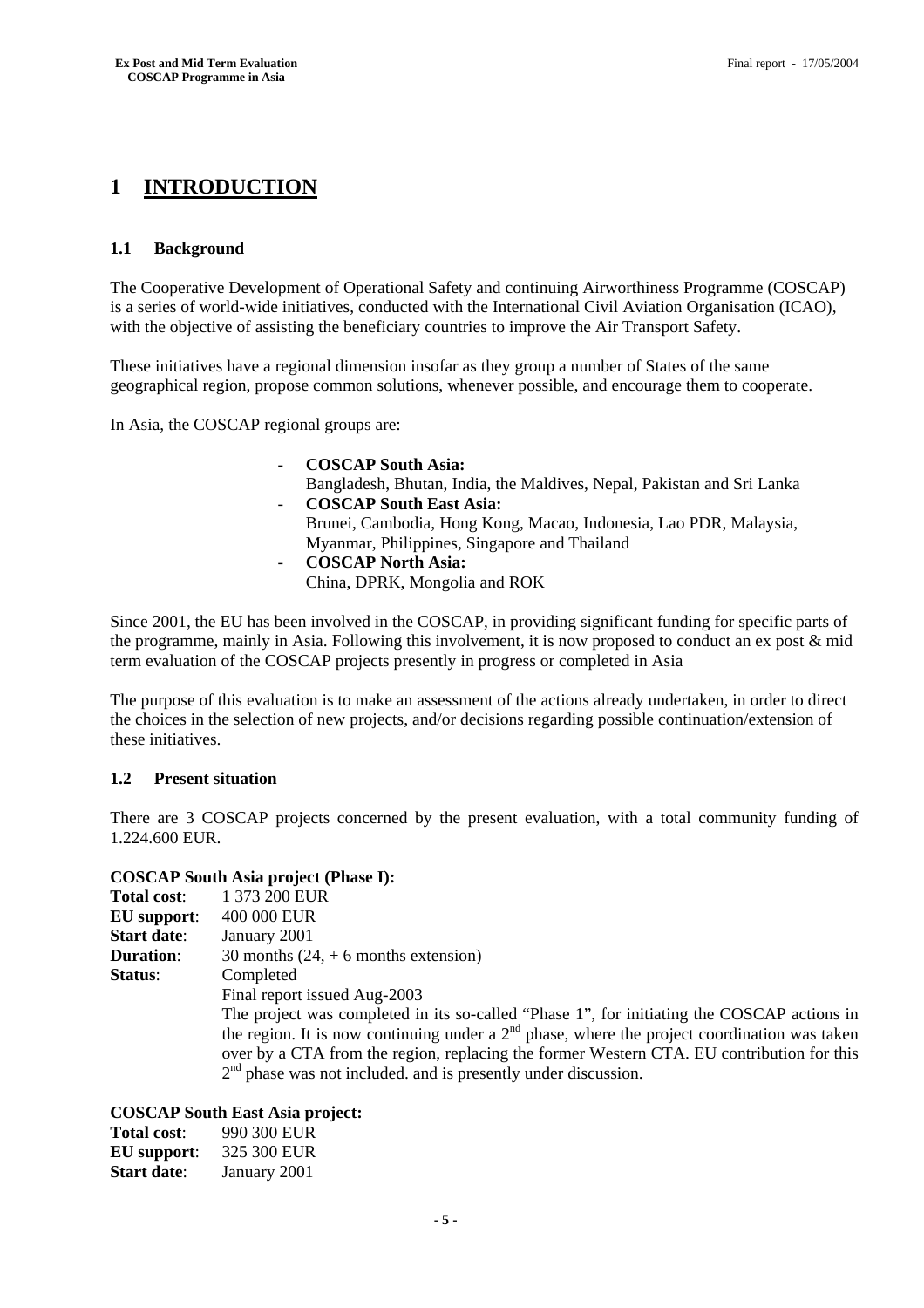# 1 INTRODUCTION

## 1.1 Background

The Cooperative Development of Operational Safety and continuing Airworthiness Programme (COSCAP) is a series of world-wide initiatives, conducted with the International Civil Aviation Organisation (ICAO), with the objective of assisting the beneficiary countries to improve the Air Transport Safety.

These initiatives have a regional dimension insofar as they group a number of States of the same geographical region, propose common solutions, whenever possible, and encourage them to cooperate.

In Asia, the COSCAP regional groups are:

- **COSCAP South Asia:**
  Bangladesh, Bhutan, India, the Maldives, Nepal, Pakistan and Sri Lanka
- **COSCAP South East Asia:**
  Brunei, Cambodia, Hong Kong, Macao, Indonesia, Lao PDR, Malaysia, Myanmar, Philippines, Singapore and Thailand
- **COSCAP North Asia:**
  China, DPRK, Mongolia and ROK

Since 2001, the EU has been involved in the COSCAP, in providing significant funding for specific parts of the programme, mainly in Asia. Following this involvement, it is now proposed to conduct an ex post & mid term evaluation of the COSCAP projects presently in progress or completed in Asia

The purpose of this evaluation is to make an assessment of the actions already undertaken, in order to direct the choices in the selection of new projects, and/or decisions regarding possible continuation/extension of these initiatives.

## 1.2 Present situation

There are 3 COSCAP projects concerned by the present evaluation, with a total community funding of 1.224.600 EUR.

**COSCAP South Asia project (Phase I):**

**Total cost**: 1 373 200 EUR
**EU support**: 400 000 EUR
**Start date**: January 2001
**Duration**: 30 months (24, + 6 months extension)
**Status**: Completed
Final report issued Aug-2003
The project was completed in its so-called "Phase 1", for initiating the COSCAP actions in the region. It is now continuing under a 2nd phase, where the project coordination was taken over by a CTA from the region, replacing the former Western CTA. EU contribution for this 2nd phase was not included. and is presently under discussion.

**COSCAP South East Asia project:**

**Total cost**: 990 300 EUR
**EU support**: 325 300 EUR
**Start date**: January 2001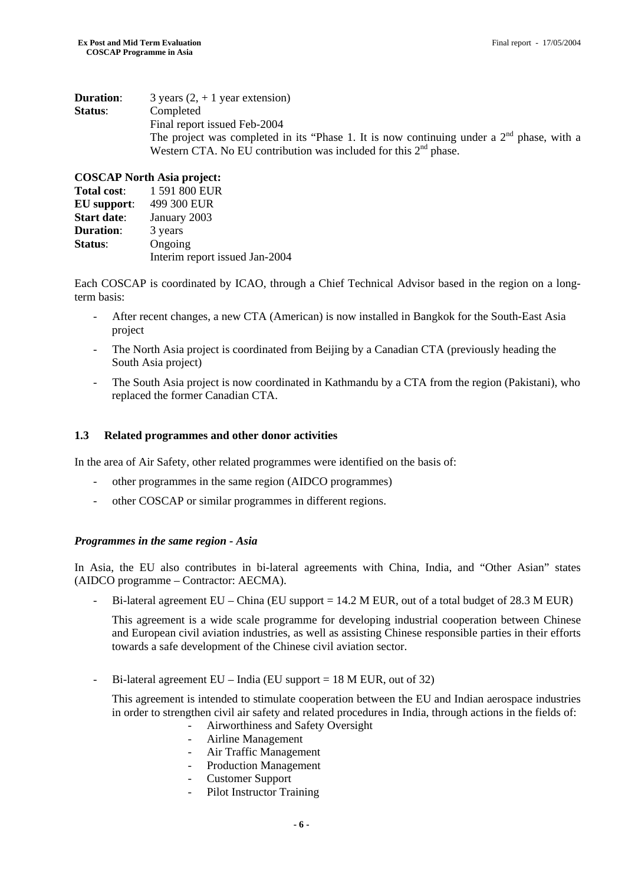**Duration**: 3 years (2, + 1 year extension)
**Status**: Completed
Final report issued Feb-2004
The project was completed in its "Phase 1. It is now continuing under a 2nd phase, with a Western CTA. No EU contribution was included for this 2nd phase.

**COSCAP North Asia project:**
**Total cost**: 1 591 800 EUR
**EU support**: 499 300 EUR
**Start date**: January 2003
**Duration**: 3 years
**Status**: Ongoing
Interim report issued Jan-2004

Each COSCAP is coordinated by ICAO, through a Chief Technical Advisor based in the region on a long-term basis:

- After recent changes, a new CTA (American) is now installed in Bangkok for the South-East Asia project
- The North Asia project is coordinated from Beijing by a Canadian CTA (previously heading the South Asia project)
- The South Asia project is now coordinated in Kathmandu by a CTA from the region (Pakistani), who replaced the former Canadian CTA.

### 1.3 Related programmes and other donor activities

In the area of Air Safety, other related programmes were identified on the basis of:

- other programmes in the same region (AIDCO programmes)
- other COSCAP or similar programmes in different regions.

***Programmes in the same region - Asia***

In Asia, the EU also contributes in bi-lateral agreements with China, India, and "Other Asian" states (AIDCO programme – Contractor: AECMA).

- Bi-lateral agreement EU – China (EU support = 14.2 M EUR, out of a total budget of 28.3 M EUR)

  This agreement is a wide scale programme for developing industrial cooperation between Chinese and European civil aviation industries, as well as assisting Chinese responsible parties in their efforts towards a safe development of the Chinese civil aviation sector.

- Bi-lateral agreement EU – India (EU support = 18 M EUR, out of 32)

  This agreement is intended to stimulate cooperation between the EU and Indian aerospace industries in order to strengthen civil air safety and related procedures in India, through actions in the fields of:
  - Airworthiness and Safety Oversight
  - Airline Management
  - Air Traffic Management
  - Production Management
  - Customer Support
  - Pilot Instructor Training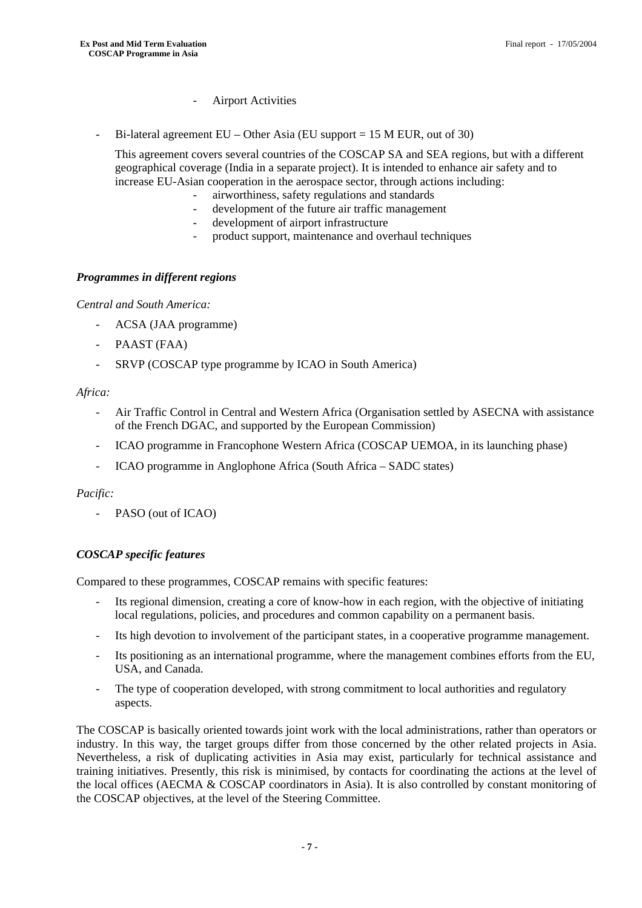- Airport Activities

- Bi-lateral agreement EU – Other Asia (EU support = 15 M EUR, out of 30)

  This agreement covers several countries of the COSCAP SA and SEA regions, but with a different geographical coverage (India in a separate project). It is intended to enhance air safety and to increase EU-Asian cooperation in the aerospace sector, through actions including:
  - airworthiness, safety regulations and standards
  - development of the future air traffic management
  - development of airport infrastructure
  - product support, maintenance and overhaul techniques

***Programmes in different regions***

*Central and South America:*

- ACSA (JAA programme)
- PAAST (FAA)
- SRVP (COSCAP type programme by ICAO in South America)

*Africa:*

- Air Traffic Control in Central and Western Africa (Organisation settled by ASECNA with assistance of the French DGAC, and supported by the European Commission)
- ICAO programme in Francophone Western Africa (COSCAP UEMOA, in its launching phase)
- ICAO programme in Anglophone Africa (South Africa – SADC states)

*Pacific:*

- PASO (out of ICAO)

***COSCAP specific features***

Compared to these programmes, COSCAP remains with specific features:

- Its regional dimension, creating a core of know-how in each region, with the objective of initiating local regulations, policies, and procedures and common capability on a permanent basis.
- Its high devotion to involvement of the participant states, in a cooperative programme management.
- Its positioning as an international programme, where the management combines efforts from the EU, USA, and Canada.
- The type of cooperation developed, with strong commitment to local authorities and regulatory aspects.

The COSCAP is basically oriented towards joint work with the local administrations, rather than operators or industry. In this way, the target groups differ from those concerned by the other related projects in Asia. Nevertheless, a risk of duplicating activities in Asia may exist, particularly for technical assistance and training initiatives. Presently, this risk is minimised, by contacts for coordinating the actions at the level of the local offices (AECMA & COSCAP coordinators in Asia). It is also controlled by constant monitoring of the COSCAP objectives, at the level of the Steering Committee.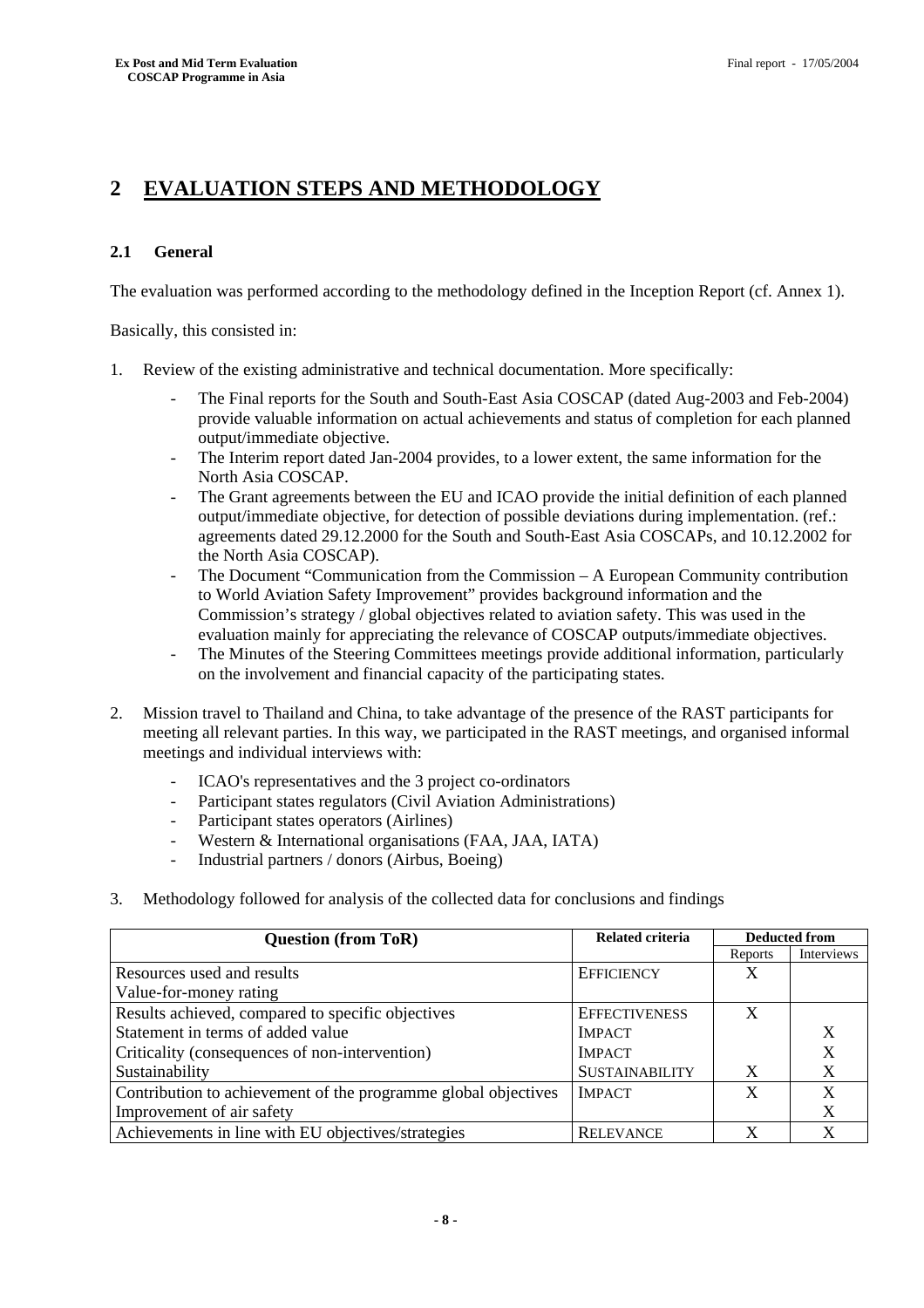# 2 EVALUATION STEPS AND METHODOLOGY

## 2.1 General

The evaluation was performed according to the methodology defined in the Inception Report (cf. Annex 1).

Basically, this consisted in:

1. Review of the existing administrative and technical documentation. More specifically:
   - The Final reports for the South and South-East Asia COSCAP (dated Aug-2003 and Feb-2004) provide valuable information on actual achievements and status of completion for each planned output/immediate objective.
   - The Interim report dated Jan-2004 provides, to a lower extent, the same information for the North Asia COSCAP.
   - The Grant agreements between the EU and ICAO provide the initial definition of each planned output/immediate objective, for detection of possible deviations during implementation. (ref.: agreements dated 29.12.2000 for the South and South-East Asia COSCAPs, and 10.12.2002 for the North Asia COSCAP).
   - The Document "Communication from the Commission – A European Community contribution to World Aviation Safety Improvement" provides background information and the Commission's strategy / global objectives related to aviation safety. This was used in the evaluation mainly for appreciating the relevance of COSCAP outputs/immediate objectives.
   - The Minutes of the Steering Committees meetings provide additional information, particularly on the involvement and financial capacity of the participating states.

2. Mission travel to Thailand and China, to take advantage of the presence of the RAST participants for meeting all relevant parties. In this way, we participated in the RAST meetings, and organised informal meetings and individual interviews with:
   - ICAO's representatives and the 3 project co-ordinators
   - Participant states regulators (Civil Aviation Administrations)
   - Participant states operators (Airlines)
   - Western & International organisations (FAA, JAA, IATA)
   - Industrial partners / donors (Airbus, Boeing)

3. Methodology followed for analysis of the collected data for conclusions and findings

| Question (from ToR) | Related criteria | Deducted from | |
|---|---|---|---|
| | | Reports | Interviews |
| Resources used and results<br>Value-for-money rating | EFFICIENCY | X | |
| Results achieved, compared to specific objectives | EFFECTIVENESS | X | |
| Statement in terms of added value | IMPACT | | X |
| Criticality (consequences of non-intervention) | IMPACT | | X |
| Sustainability | SUSTAINABILITY | X | X |
| Contribution to achievement of the programme global objectives | IMPACT | X | X |
| Improvement of air safety | | | X |
| Achievements in line with EU objectives/strategies | RELEVANCE | X | X |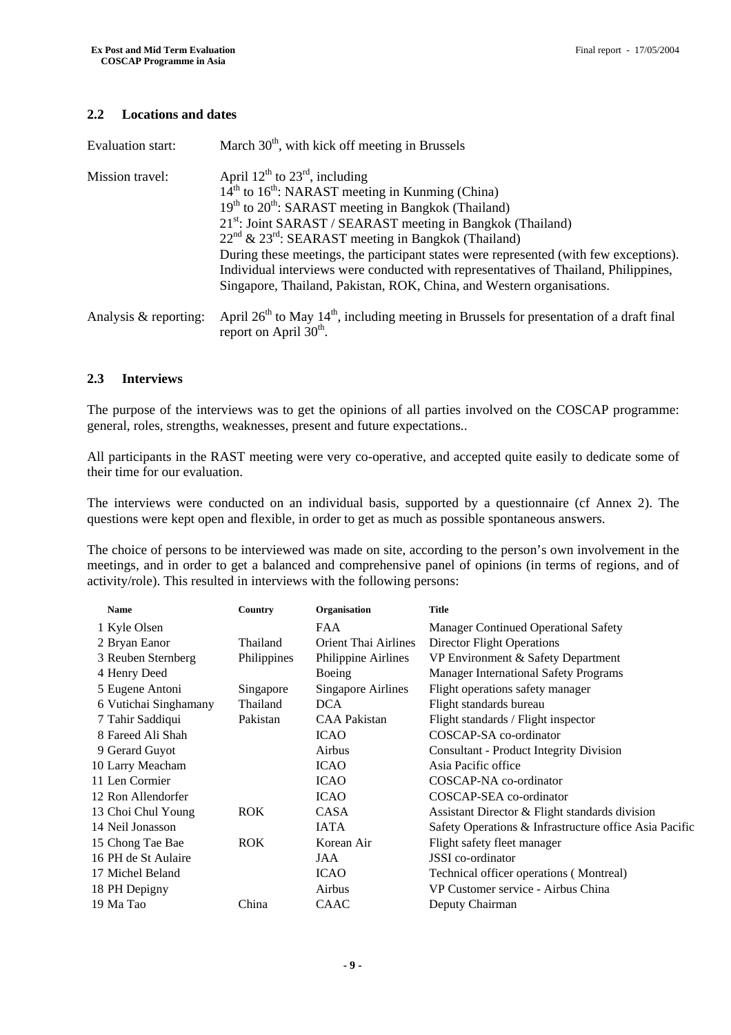### 2.2 Locations and dates

| | |
|---|---|
| Evaluation start: | March 30th, with kick off meeting in Brussels |
| Mission travel: | April 12th to 23rd, including<br>14th to 16th: NARAST meeting in Kunming (China)<br>19th to 20th: SARAST meeting in Bangkok (Thailand)<br>21st: Joint SARAST / SEARAST meeting in Bangkok (Thailand)<br>22nd & 23rd: SEARAST meeting in Bangkok (Thailand)<br>During these meetings, the participant states were represented (with few exceptions). Individual interviews were conducted with representatives of Thailand, Philippines, Singapore, Thailand, Pakistan, ROK, China, and Western organisations. |
| Analysis & reporting: | April 26th to May 14th, including meeting in Brussels for presentation of a draft final report on April 30th. |

### 2.3 Interviews

The purpose of the interviews was to get the opinions of all parties involved on the COSCAP programme: general, roles, strengths, weaknesses, present and future expectations..

All participants in the RAST meeting were very co-operative, and accepted quite easily to dedicate some of their time for our evaluation.

The interviews were conducted on an individual basis, supported by a questionnaire (cf Annex 2). The questions were kept open and flexible, in order to get as much as possible spontaneous answers.

The choice of persons to be interviewed was made on site, according to the person's own involvement in the meetings, and in order to get a balanced and comprehensive panel of opinions (in terms of regions, and of activity/role). This resulted in interviews with the following persons:

| | Name | Country | Organisation | Title |
|---|---|---|---|---|
| 1 | Kyle Olsen | | FAA | Manager Continued Operational Safety |
| 2 | Bryan Eanor | Thailand | Orient Thai Airlines | Director Flight Operations |
| 3 | Reuben Sternberg | Philippines | Philippine Airlines | VP Environment & Safety Department |
| 4 | Henry Deed | | Boeing | Manager International Safety Programs |
| 5 | Eugene Antoni | Singapore | Singapore Airlines | Flight operations safety manager |
| 6 | Vutichai Singhamany | Thailand | DCA | Flight standards bureau |
| 7 | Tahir Saddiqui | Pakistan | CAA Pakistan | Flight standards / Flight inspector |
| 8 | Fareed Ali Shah | | ICAO | COSCAP-SA co-ordinator |
| 9 | Gerard Guyot | | Airbus | Consultant - Product Integrity Division |
| 10 | Larry Meacham | | ICAO | Asia Pacific office |
| 11 | Len Cormier | | ICAO | COSCAP-NA co-ordinator |
| 12 | Ron Allendorfer | | ICAO | COSCAP-SEA co-ordinator |
| 13 | Choi Chul Young | ROK | CASA | Assistant Director & Flight standards division |
| 14 | Neil Jonasson | | IATA | Safety Operations & Infrastructure office Asia Pacific |
| 15 | Chong Tae Bae | ROK | Korean Air | Flight safety fleet manager |
| 16 | PH de St Aulaire | | JAA | JSSI co-ordinator |
| 17 | Michel Beland | | ICAO | Technical officer operations ( Montreal) |
| 18 | PH Depigny | | Airbus | VP Customer service - Airbus China |
| 19 | Ma Tao | China | CAAC | Deputy Chairman |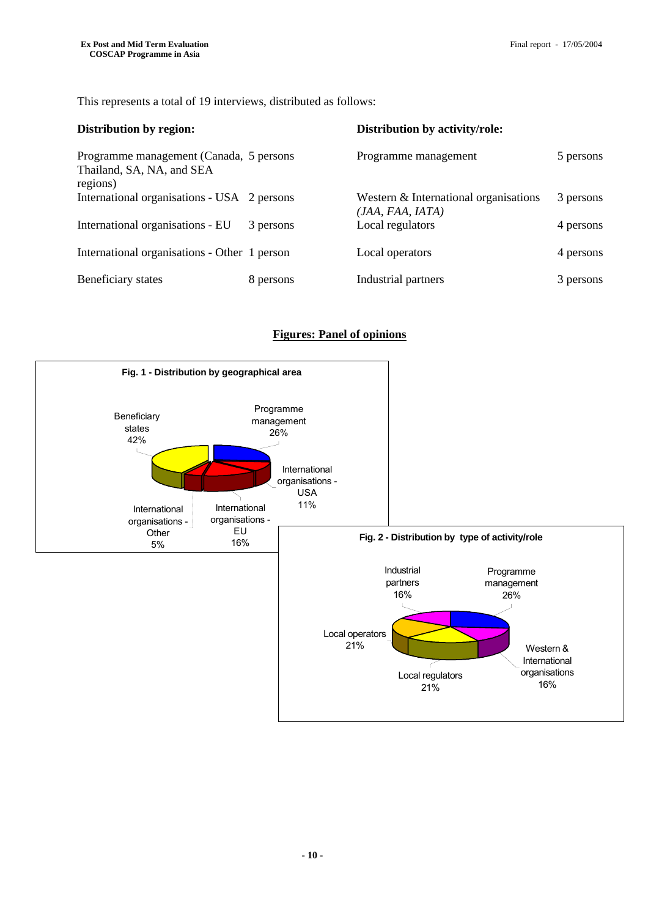This represents a total of 19 interviews, distributed as follows:

| **Distribution by region:** | | **Distribution by activity/role:** | |
|---|---|---|---|
| Programme management (Canada, Thailand, SA, NA, and SEA regions) | 5 persons | Programme management | 5 persons |
| International organisations - USA | 2 persons | Western & International organisations *(JAA, FAA, IATA)* | 3 persons |
| International organisations - EU | 3 persons | Local regulators | 4 persons |
| International organisations - Other | 1 person | Local operators | 4 persons |
| Beneficiary states | 8 persons | Industrial partners | 3 persons |

**Figures: Panel of opinions**

**Fig. 1 - Distribution by geographical area**

| Category | Share |
|---|---|
| Beneficiary states | 42% |
| Programme management | 26% |
| International organisations - USA | 11% |
| International organisations - EU | 16% |
| International organisations - Other | 5% |

**Fig. 2 - Distribution by type of activity/role**

| Category | Share |
|---|---|
| Industrial partners | 16% |
| Programme management | 26% |
| Local operators | 21% |
| Western & International organisations | 16% |
| Local regulators | 21% |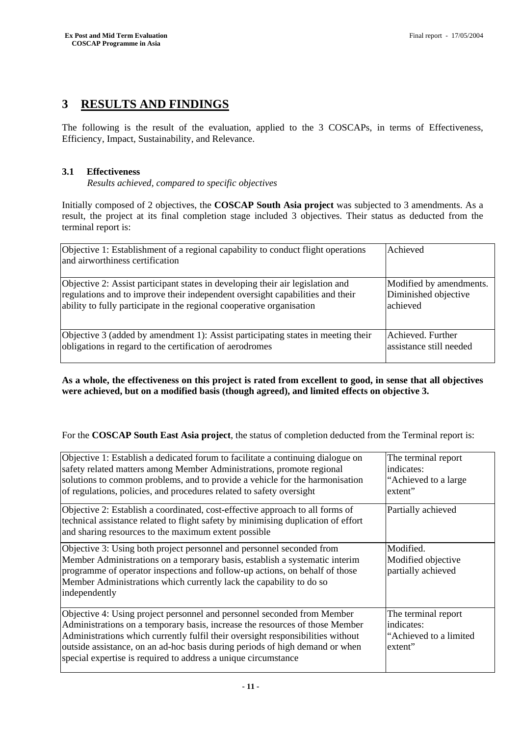# 3 RESULTS AND FINDINGS

The following is the result of the evaluation, applied to the 3 COSCAPs, in terms of Effectiveness, Efficiency, Impact, Sustainability, and Relevance.

## 3.1 Effectiveness

*Results achieved, compared to specific objectives*

Initially composed of 2 objectives, the **COSCAP South Asia project** was subjected to 3 amendments. As a result, the project at its final completion stage included 3 objectives. Their status as deducted from the terminal report is:

| Objective | Status |
|---|---|
| Objective 1: Establishment of a regional capability to conduct flight operations and airworthiness certification | Achieved |
| Objective 2: Assist participant states in developing their air legislation and regulations and to improve their independent oversight capabilities and their ability to fully participate in the regional cooperative organisation | Modified by amendments. Diminished objective achieved |
| Objective 3 (added by amendment 1): Assist participating states in meeting their obligations in regard to the certification of aerodromes | Achieved. Further assistance still needed |

**As a whole, the effectiveness on this project is rated from excellent to good, in sense that all objectives were achieved, but on a modified basis (though agreed), and limited effects on objective 3.**

For the **COSCAP South East Asia project**, the status of completion deducted from the Terminal report is:

| Objective | Status |
|---|---|
| Objective 1: Establish a dedicated forum to facilitate a continuing dialogue on safety related matters among Member Administrations, promote regional solutions to common problems, and to provide a vehicle for the harmonisation of regulations, policies, and procedures related to safety oversight | The terminal report indicates: "Achieved to a large extent" |
| Objective 2: Establish a coordinated, cost-effective approach to all forms of technical assistance related to flight safety by minimising duplication of effort and sharing resources to the maximum extent possible | Partially achieved |
| Objective 3: Using both project personnel and personnel seconded from Member Administrations on a temporary basis, establish a systematic interim programme of operator inspections and follow-up actions, on behalf of those Member Administrations which currently lack the capability to do so independently | Modified. Modified objective partially achieved |
| Objective 4: Using project personnel and personnel seconded from Member Administrations on a temporary basis, increase the resources of those Member Administrations which currently fulfil their oversight responsibilities without outside assistance, on an ad-hoc basis during periods of high demand or when special expertise is required to address a unique circumstance | The terminal report indicates: "Achieved to a limited extent" |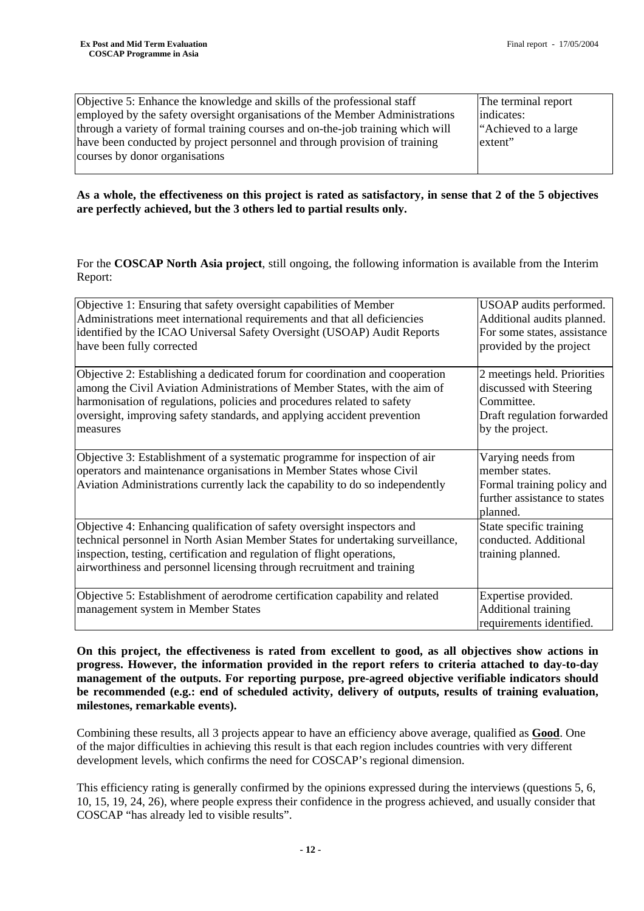| Objective 5: Enhance the knowledge and skills of the professional staff employed by the safety oversight organisations of the Member Administrations through a variety of formal training courses and on-the-job training which will have been conducted by project personnel and through provision of training courses by donor organisations | The terminal report indicates: "Achieved to a large extent" |
|---|---|

**As a whole, the effectiveness on this project is rated as satisfactory, in sense that 2 of the 5 objectives are perfectly achieved, but the 3 others led to partial results only.**

For the **COSCAP North Asia project**, still ongoing, the following information is available from the Interim Report:

| Objective 1: Ensuring that safety oversight capabilities of Member Administrations meet international requirements and that all deficiencies identified by the ICAO Universal Safety Oversight (USOAP) Audit Reports have been fully corrected | USOAP audits performed. Additional audits planned. For some states, assistance provided by the project |
|---|---|
| Objective 2: Establishing a dedicated forum for coordination and cooperation among the Civil Aviation Administrations of Member States, with the aim of harmonisation of regulations, policies and procedures related to safety oversight, improving safety standards, and applying accident prevention measures | 2 meetings held. Priorities discussed with Steering Committee. Draft regulation forwarded by the project. |
| Objective 3: Establishment of a systematic programme for inspection of air operators and maintenance organisations in Member States whose Civil Aviation Administrations currently lack the capability to do so independently | Varying needs from member states. Formal training policy and further assistance to states planned. |
| Objective 4: Enhancing qualification of safety oversight inspectors and technical personnel in North Asian Member States for undertaking surveillance, inspection, testing, certification and regulation of flight operations, airworthiness and personnel licensing through recruitment and training | State specific training conducted. Additional training planned. |
| Objective 5: Establishment of aerodrome certification capability and related management system in Member States | Expertise provided. Additional training requirements identified. |

**On this project, the effectiveness is rated from excellent to good, as all objectives show actions in progress. However, the information provided in the report refers to criteria attached to day-to-day management of the outputs. For reporting purpose, pre-agreed objective verifiable indicators should be recommended (e.g.: end of scheduled activity, delivery of outputs, results of training evaluation, milestones, remarkable events).**

Combining these results, all 3 projects appear to have an efficiency above average, qualified as **Good**. One of the major difficulties in achieving this result is that each region includes countries with very different development levels, which confirms the need for COSCAP's regional dimension.

This efficiency rating is generally confirmed by the opinions expressed during the interviews (questions 5, 6, 10, 15, 19, 24, 26), where people express their confidence in the progress achieved, and usually consider that COSCAP "has already led to visible results".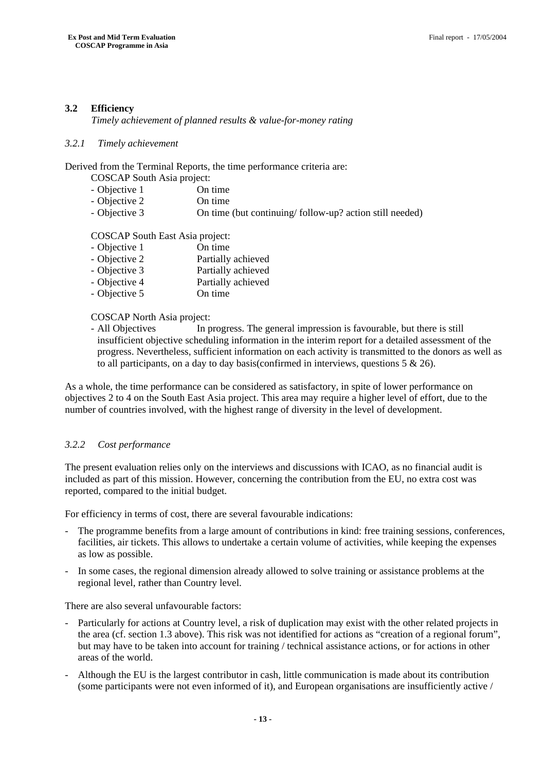## 3.2 Efficiency

*Timely achievement of planned results & value-for-money rating*

### *3.2.1 Timely achievement*

Derived from the Terminal Reports, the time performance criteria are:

COSCAP South Asia project:

- Objective 1 On time
- Objective 2 On time
- Objective 3 On time (but continuing/ follow-up? action still needed)

COSCAP South East Asia project:

- Objective 1 On time
- Objective 2 Partially achieved
- Objective 3 Partially achieved
- Objective 4 Partially achieved
- Objective 5 On time

COSCAP North Asia project:

- All Objectives In progress. The general impression is favourable, but there is still insufficient objective scheduling information in the interim report for a detailed assessment of the progress. Nevertheless, sufficient information on each activity is transmitted to the donors as well as to all participants, on a day to day basis(confirmed in interviews, questions 5 & 26).

As a whole, the time performance can be considered as satisfactory, in spite of lower performance on objectives 2 to 4 on the South East Asia project. This area may require a higher level of effort, due to the number of countries involved, with the highest range of diversity in the level of development.

### *3.2.2 Cost performance*

The present evaluation relies only on the interviews and discussions with ICAO, as no financial audit is included as part of this mission. However, concerning the contribution from the EU, no extra cost was reported, compared to the initial budget.

For efficiency in terms of cost, there are several favourable indications:

- The programme benefits from a large amount of contributions in kind: free training sessions, conferences, facilities, air tickets. This allows to undertake a certain volume of activities, while keeping the expenses as low as possible.
- In some cases, the regional dimension already allowed to solve training or assistance problems at the regional level, rather than Country level.

There are also several unfavourable factors:

- Particularly for actions at Country level, a risk of duplication may exist with the other related projects in the area (cf. section 1.3 above). This risk was not identified for actions as "creation of a regional forum", but may have to be taken into account for training / technical assistance actions, or for actions in other areas of the world.
- Although the EU is the largest contributor in cash, little communication is made about its contribution (some participants were not even informed of it), and European organisations are insufficiently active /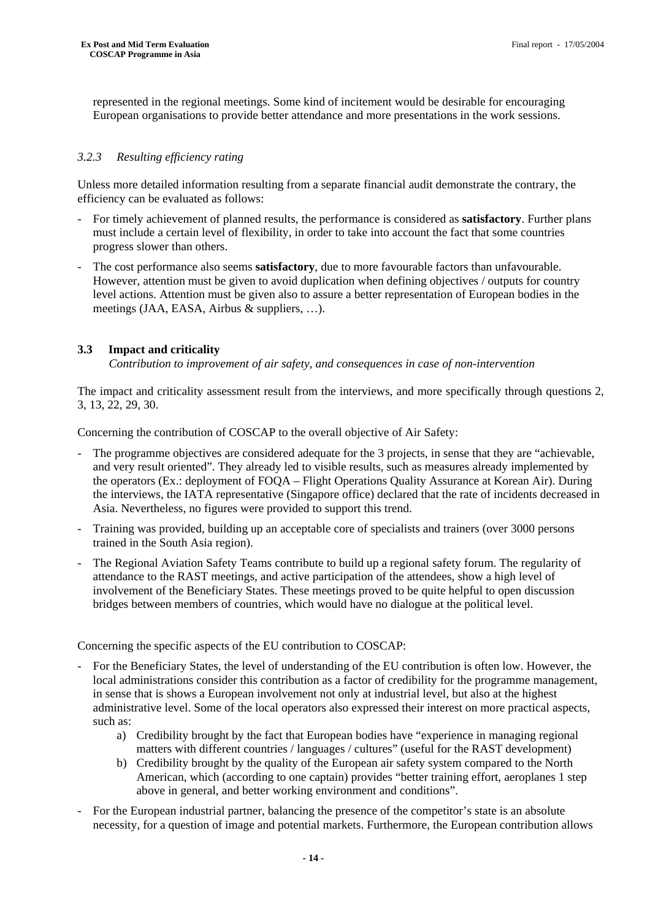represented in the regional meetings. Some kind of incitement would be desirable for encouraging European organisations to provide better attendance and more presentations in the work sessions.

#### *3.2.3 Resulting efficiency rating*

Unless more detailed information resulting from a separate financial audit demonstrate the contrary, the efficiency can be evaluated as follows:

- For timely achievement of planned results, the performance is considered as **satisfactory**. Further plans must include a certain level of flexibility, in order to take into account the fact that some countries progress slower than others.
- The cost performance also seems **satisfactory**, due to more favourable factors than unfavourable. However, attention must be given to avoid duplication when defining objectives / outputs for country level actions. Attention must be given also to assure a better representation of European bodies in the meetings (JAA, EASA, Airbus & suppliers, …).

### 3.3 Impact and criticality

*Contribution to improvement of air safety, and consequences in case of non-intervention*

The impact and criticality assessment result from the interviews, and more specifically through questions 2, 3, 13, 22, 29, 30.

Concerning the contribution of COSCAP to the overall objective of Air Safety:

- The programme objectives are considered adequate for the 3 projects, in sense that they are "achievable, and very result oriented". They already led to visible results, such as measures already implemented by the operators (Ex.: deployment of FOQA – Flight Operations Quality Assurance at Korean Air). During the interviews, the IATA representative (Singapore office) declared that the rate of incidents decreased in Asia. Nevertheless, no figures were provided to support this trend.
- Training was provided, building up an acceptable core of specialists and trainers (over 3000 persons trained in the South Asia region).
- The Regional Aviation Safety Teams contribute to build up a regional safety forum. The regularity of attendance to the RAST meetings, and active participation of the attendees, show a high level of involvement of the Beneficiary States. These meetings proved to be quite helpful to open discussion bridges between members of countries, which would have no dialogue at the political level.

Concerning the specific aspects of the EU contribution to COSCAP:

- For the Beneficiary States, the level of understanding of the EU contribution is often low. However, the local administrations consider this contribution as a factor of credibility for the programme management, in sense that is shows a European involvement not only at industrial level, but also at the highest administrative level. Some of the local operators also expressed their interest on more practical aspects, such as:
  a) Credibility brought by the fact that European bodies have "experience in managing regional matters with different countries / languages / cultures" (useful for the RAST development)
  b) Credibility brought by the quality of the European air safety system compared to the North American, which (according to one captain) provides "better training effort, aeroplanes 1 step above in general, and better working environment and conditions".
- For the European industrial partner, balancing the presence of the competitor's state is an absolute necessity, for a question of image and potential markets. Furthermore, the European contribution allows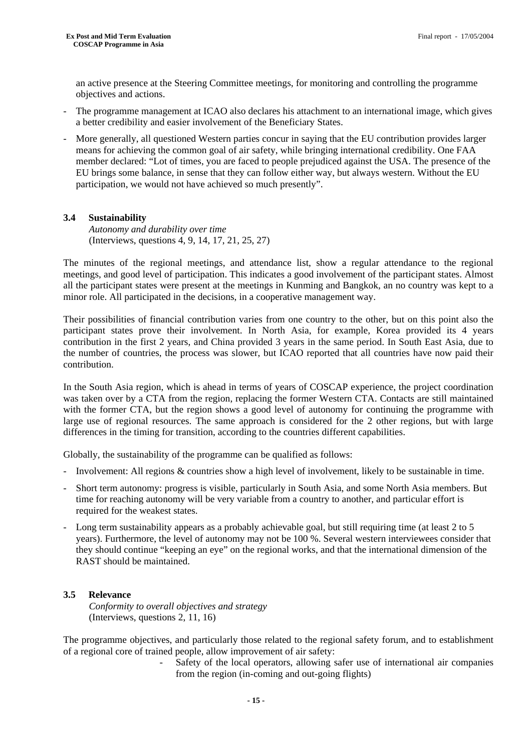an active presence at the Steering Committee meetings, for monitoring and controlling the programme objectives and actions.

- The programme management at ICAO also declares his attachment to an international image, which gives a better credibility and easier involvement of the Beneficiary States.
- More generally, all questioned Western parties concur in saying that the EU contribution provides larger means for achieving the common goal of air safety, while bringing international credibility. One FAA member declared: "Lot of times, you are faced to people prejudiced against the USA. The presence of the EU brings some balance, in sense that they can follow either way, but always western. Without the EU participation, we would not have achieved so much presently".

### 3.4 Sustainability

*Autonomy and durability over time*
(Interviews, questions 4, 9, 14, 17, 21, 25, 27)

The minutes of the regional meetings, and attendance list, show a regular attendance to the regional meetings, and good level of participation. This indicates a good involvement of the participant states. Almost all the participant states were present at the meetings in Kunming and Bangkok, an no country was kept to a minor role. All participated in the decisions, in a cooperative management way.

Their possibilities of financial contribution varies from one country to the other, but on this point also the participant states prove their involvement. In North Asia, for example, Korea provided its 4 years contribution in the first 2 years, and China provided 3 years in the same period. In South East Asia, due to the number of countries, the process was slower, but ICAO reported that all countries have now paid their contribution.

In the South Asia region, which is ahead in terms of years of COSCAP experience, the project coordination was taken over by a CTA from the region, replacing the former Western CTA. Contacts are still maintained with the former CTA, but the region shows a good level of autonomy for continuing the programme with large use of regional resources. The same approach is considered for the 2 other regions, but with large differences in the timing for transition, according to the countries different capabilities.

Globally, the sustainability of the programme can be qualified as follows:

- Involvement: All regions & countries show a high level of involvement, likely to be sustainable in time.
- Short term autonomy: progress is visible, particularly in South Asia, and some North Asia members. But time for reaching autonomy will be very variable from a country to another, and particular effort is required for the weakest states.
- Long term sustainability appears as a probably achievable goal, but still requiring time (at least 2 to 5 years). Furthermore, the level of autonomy may not be 100 %. Several western interviewees consider that they should continue "keeping an eye" on the regional works, and that the international dimension of the RAST should be maintained.

### 3.5 Relevance

*Conformity to overall objectives and strategy*
(Interviews, questions 2, 11, 16)

The programme objectives, and particularly those related to the regional safety forum, and to establishment of a regional core of trained people, allow improvement of air safety:

- Safety of the local operators, allowing safer use of international air companies from the region (in-coming and out-going flights)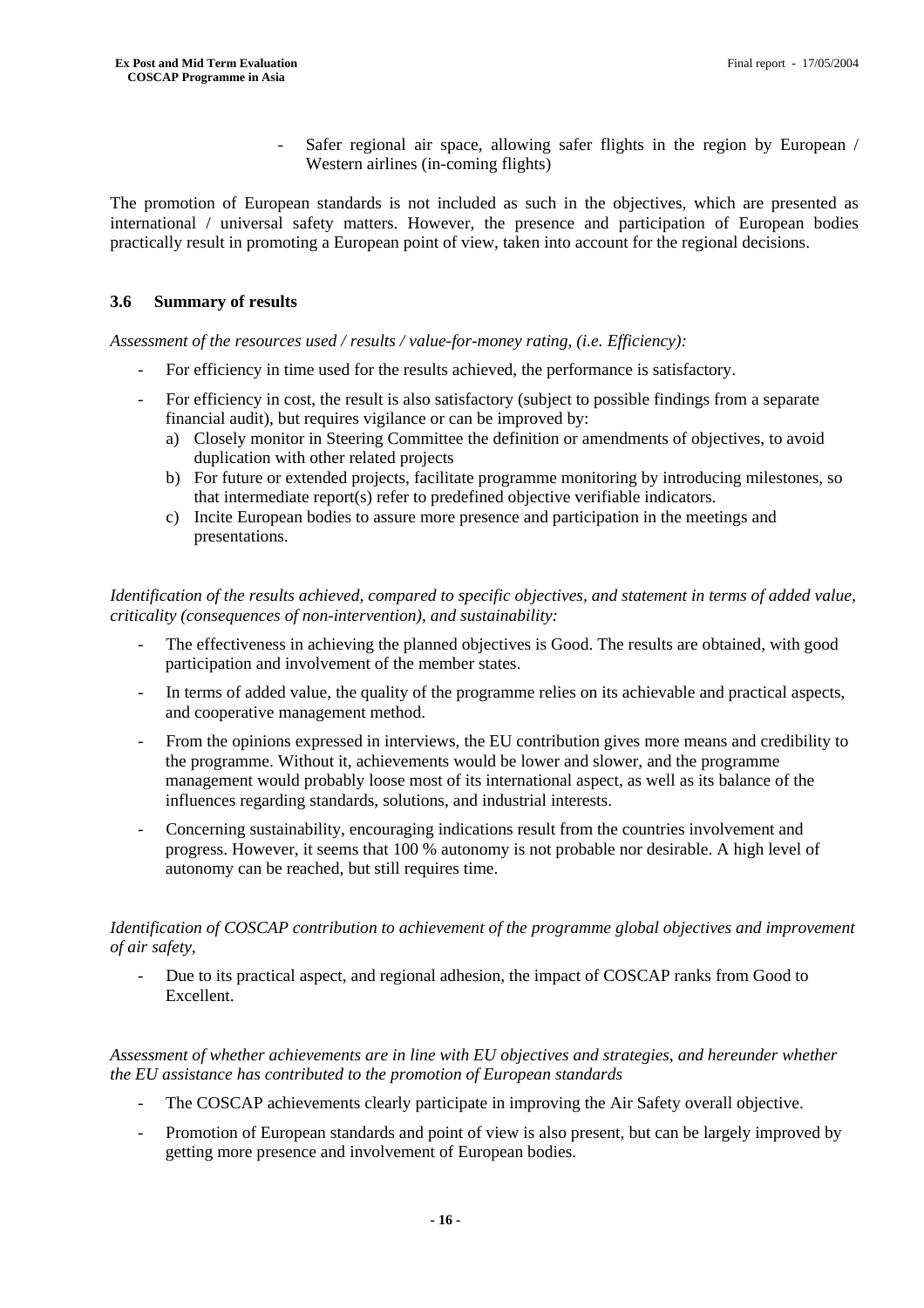- Safer regional air space, allowing safer flights in the region by European / Western airlines (in-coming flights)

The promotion of European standards is not included as such in the objectives, which are presented as international / universal safety matters. However, the presence and participation of European bodies practically result in promoting a European point of view, taken into account for the regional decisions.

### 3.6 Summary of results

*Assessment of the resources used / results / value-for-money rating, (i.e. Efficiency):*

- For efficiency in time used for the results achieved, the performance is satisfactory.
- For efficiency in cost, the result is also satisfactory (subject to possible findings from a separate financial audit), but requires vigilance or can be improved by:
  a) Closely monitor in Steering Committee the definition or amendments of objectives, to avoid duplication with other related projects
  b) For future or extended projects, facilitate programme monitoring by introducing milestones, so that intermediate report(s) refer to predefined objective verifiable indicators.
  c) Incite European bodies to assure more presence and participation in the meetings and presentations.

*Identification of the results achieved, compared to specific objectives, and statement in terms of added value, criticality (consequences of non-intervention), and sustainability:*

- The effectiveness in achieving the planned objectives is Good. The results are obtained, with good participation and involvement of the member states.
- In terms of added value, the quality of the programme relies on its achievable and practical aspects, and cooperative management method.
- From the opinions expressed in interviews, the EU contribution gives more means and credibility to the programme. Without it, achievements would be lower and slower, and the programme management would probably loose most of its international aspect, as well as its balance of the influences regarding standards, solutions, and industrial interests.
- Concerning sustainability, encouraging indications result from the countries involvement and progress. However, it seems that 100 % autonomy is not probable nor desirable. A high level of autonomy can be reached, but still requires time.

*Identification of COSCAP contribution to achievement of the programme global objectives and improvement of air safety,*

- Due to its practical aspect, and regional adhesion, the impact of COSCAP ranks from Good to Excellent.

*Assessment of whether achievements are in line with EU objectives and strategies, and hereunder whether the EU assistance has contributed to the promotion of European standards*

- The COSCAP achievements clearly participate in improving the Air Safety overall objective.
- Promotion of European standards and point of view is also present, but can be largely improved by getting more presence and involvement of European bodies.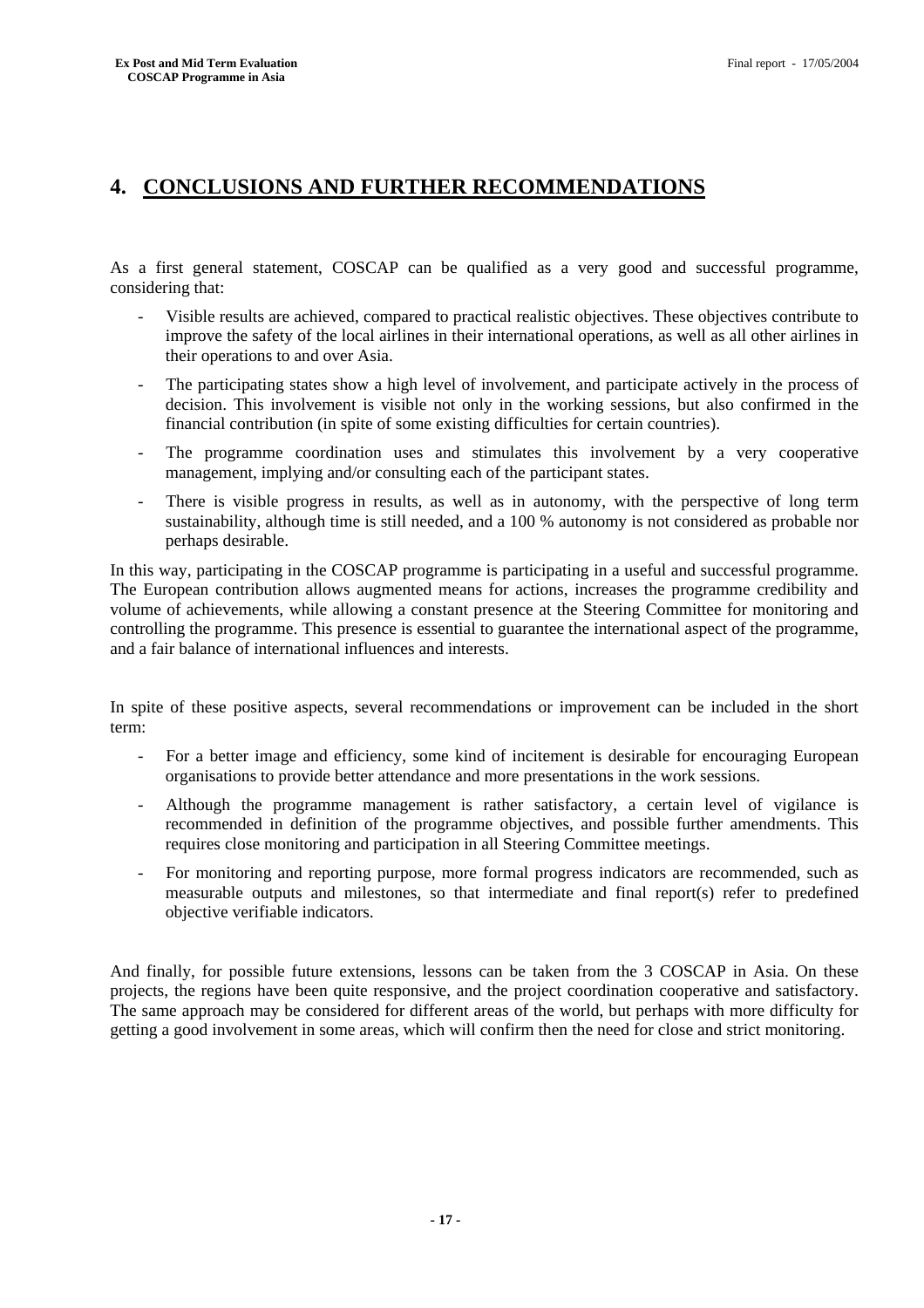# 4. CONCLUSIONS AND FURTHER RECOMMENDATIONS

As a first general statement, COSCAP can be qualified as a very good and successful programme, considering that:

- Visible results are achieved, compared to practical realistic objectives. These objectives contribute to improve the safety of the local airlines in their international operations, as well as all other airlines in their operations to and over Asia.
- The participating states show a high level of involvement, and participate actively in the process of decision. This involvement is visible not only in the working sessions, but also confirmed in the financial contribution (in spite of some existing difficulties for certain countries).
- The programme coordination uses and stimulates this involvement by a very cooperative management, implying and/or consulting each of the participant states.
- There is visible progress in results, as well as in autonomy, with the perspective of long term sustainability, although time is still needed, and a 100 % autonomy is not considered as probable nor perhaps desirable.

In this way, participating in the COSCAP programme is participating in a useful and successful programme. The European contribution allows augmented means for actions, increases the programme credibility and volume of achievements, while allowing a constant presence at the Steering Committee for monitoring and controlling the programme. This presence is essential to guarantee the international aspect of the programme, and a fair balance of international influences and interests.

In spite of these positive aspects, several recommendations or improvement can be included in the short term:

- For a better image and efficiency, some kind of incitement is desirable for encouraging European organisations to provide better attendance and more presentations in the work sessions.
- Although the programme management is rather satisfactory, a certain level of vigilance is recommended in definition of the programme objectives, and possible further amendments. This requires close monitoring and participation in all Steering Committee meetings.
- For monitoring and reporting purpose, more formal progress indicators are recommended, such as measurable outputs and milestones, so that intermediate and final report(s) refer to predefined objective verifiable indicators.

And finally, for possible future extensions, lessons can be taken from the 3 COSCAP in Asia. On these projects, the regions have been quite responsive, and the project coordination cooperative and satisfactory. The same approach may be considered for different areas of the world, but perhaps with more difficulty for getting a good involvement in some areas, which will confirm then the need for close and strict monitoring.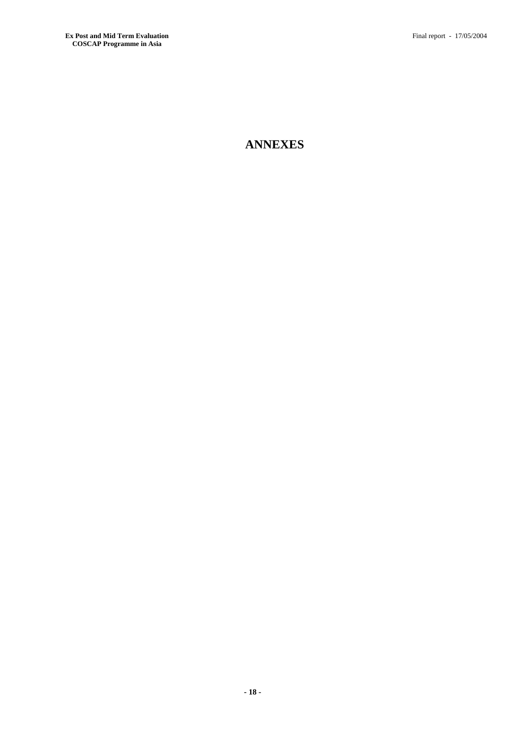# ANNEXES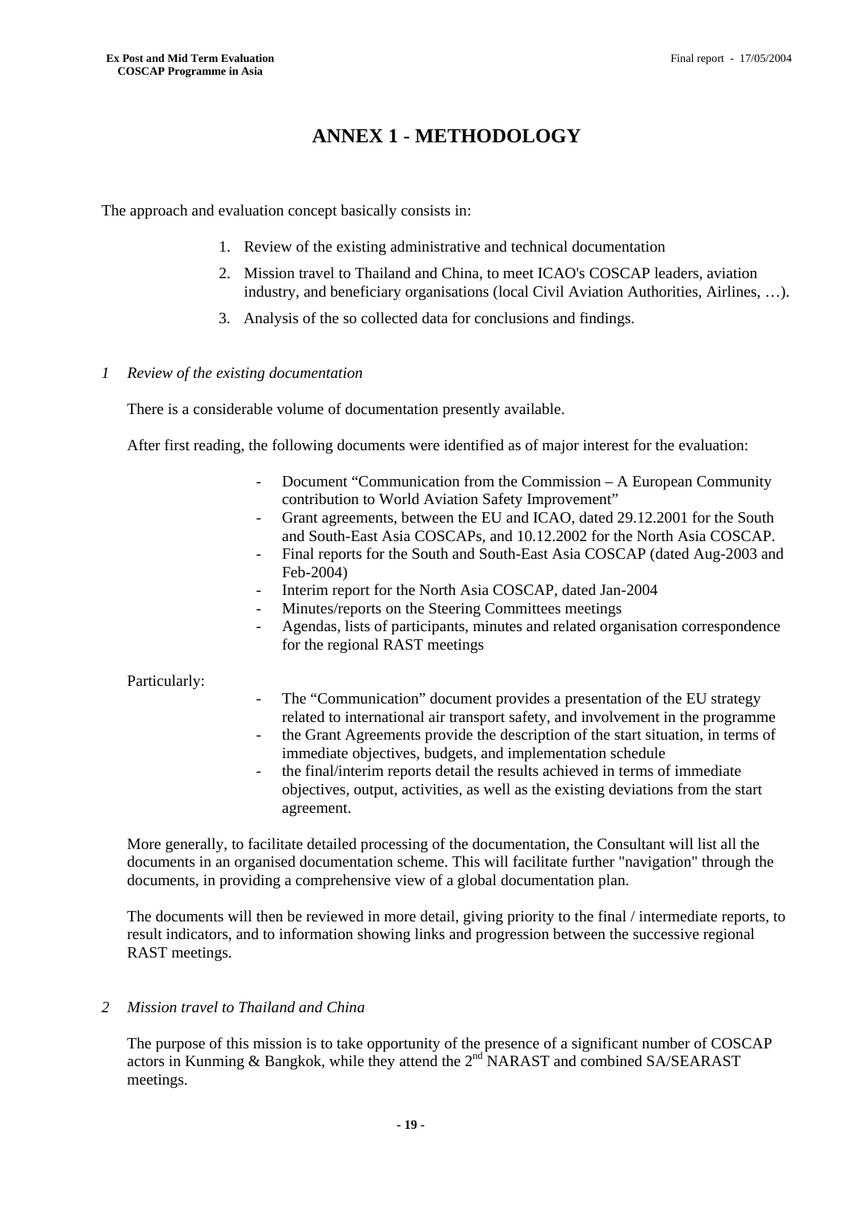# ANNEX 1 - METHODOLOGY

The approach and evaluation concept basically consists in:

1. Review of the existing administrative and technical documentation
2. Mission travel to Thailand and China, to meet ICAO's COSCAP leaders, aviation industry, and beneficiary organisations (local Civil Aviation Authorities, Airlines, …).
3. Analysis of the so collected data for conclusions and findings.

## *1 Review of the existing documentation*

There is a considerable volume of documentation presently available.

After first reading, the following documents were identified as of major interest for the evaluation:

- Document "Communication from the Commission – A European Community contribution to World Aviation Safety Improvement"
- Grant agreements, between the EU and ICAO, dated 29.12.2001 for the South and South-East Asia COSCAPs, and 10.12.2002 for the North Asia COSCAP.
- Final reports for the South and South-East Asia COSCAP (dated Aug-2003 and Feb-2004)
- Interim report for the North Asia COSCAP, dated Jan-2004
- Minutes/reports on the Steering Committees meetings
- Agendas, lists of participants, minutes and related organisation correspondence for the regional RAST meetings

Particularly:

- The "Communication" document provides a presentation of the EU strategy related to international air transport safety, and involvement in the programme
- the Grant Agreements provide the description of the start situation, in terms of immediate objectives, budgets, and implementation schedule
- the final/interim reports detail the results achieved in terms of immediate objectives, output, activities, as well as the existing deviations from the start agreement.

More generally, to facilitate detailed processing of the documentation, the Consultant will list all the documents in an organised documentation scheme. This will facilitate further "navigation" through the documents, in providing a comprehensive view of a global documentation plan.

The documents will then be reviewed in more detail, giving priority to the final / intermediate reports, to result indicators, and to information showing links and progression between the successive regional RAST meetings.

## *2 Mission travel to Thailand and China*

The purpose of this mission is to take opportunity of the presence of a significant number of COSCAP actors in Kunming & Bangkok, while they attend the 2nd NARAST and combined SA/SEARAST meetings.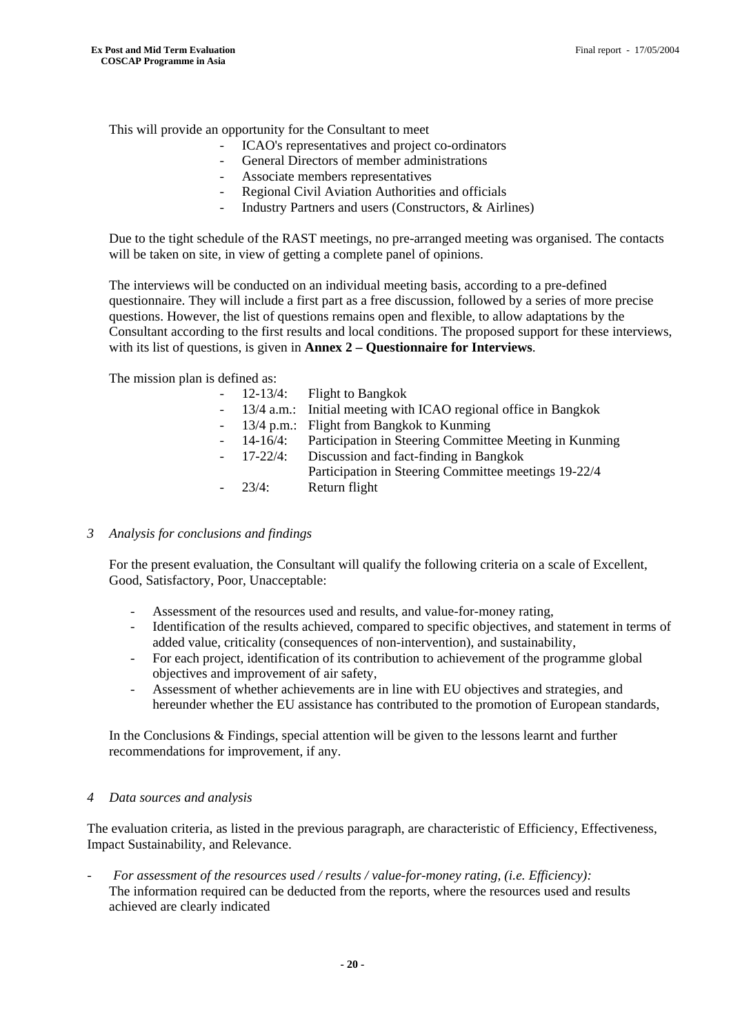This will provide an opportunity for the Consultant to meet

- ICAO's representatives and project co-ordinators
- General Directors of member administrations
- Associate members representatives
- Regional Civil Aviation Authorities and officials
- Industry Partners and users (Constructors, & Airlines)

Due to the tight schedule of the RAST meetings, no pre-arranged meeting was organised. The contacts will be taken on site, in view of getting a complete panel of opinions.

The interviews will be conducted on an individual meeting basis, according to a pre-defined questionnaire. They will include a first part as a free discussion, followed by a series of more precise questions. However, the list of questions remains open and flexible, to allow adaptations by the Consultant according to the first results and local conditions. The proposed support for these interviews, with its list of questions, is given in **Annex 2 – Questionnaire for Interviews**.

The mission plan is defined as:

- 12-13/4: Flight to Bangkok
- 13/4 a.m.: Initial meeting with ICAO regional office in Bangkok
- 13/4 p.m.: Flight from Bangkok to Kunming
- 14-16/4: Participation in Steering Committee Meeting in Kunming
- 17-22/4: Discussion and fact-finding in Bangkok
  Participation in Steering Committee meetings 19-22/4
- 23/4: Return flight

### *3 Analysis for conclusions and findings*

For the present evaluation, the Consultant will qualify the following criteria on a scale of Excellent, Good, Satisfactory, Poor, Unacceptable:

- Assessment of the resources used and results, and value-for-money rating,
- Identification of the results achieved, compared to specific objectives, and statement in terms of added value, criticality (consequences of non-intervention), and sustainability,
- For each project, identification of its contribution to achievement of the programme global objectives and improvement of air safety,
- Assessment of whether achievements are in line with EU objectives and strategies, and hereunder whether the EU assistance has contributed to the promotion of European standards,

In the Conclusions & Findings, special attention will be given to the lessons learnt and further recommendations for improvement, if any.

### *4 Data sources and analysis*

The evaluation criteria, as listed in the previous paragraph, are characteristic of Efficiency, Effectiveness, Impact Sustainability, and Relevance.

- *For assessment of the resources used / results / value-for-money rating, (i.e. Efficiency):*
  The information required can be deducted from the reports, where the resources used and results achieved are clearly indicated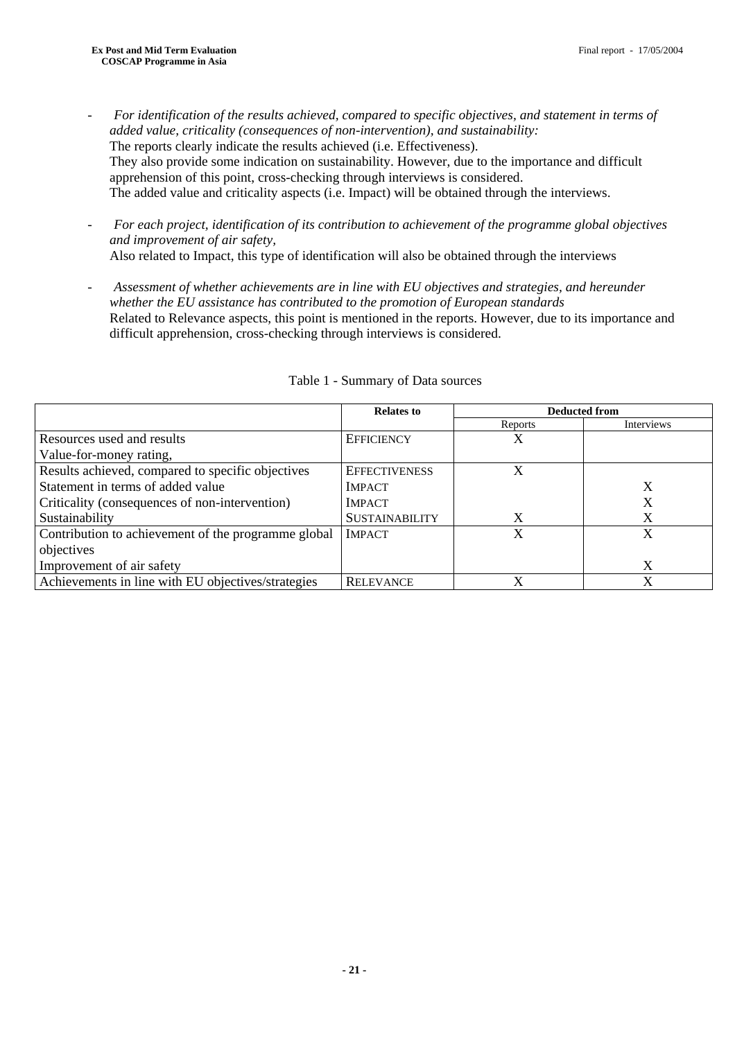- *For identification of the results achieved, compared to specific objectives, and statement in terms of added value, criticality (consequences of non-intervention), and sustainability:*
  The reports clearly indicate the results achieved (i.e. Effectiveness).
  They also provide some indication on sustainability. However, due to the importance and difficult apprehension of this point, cross-checking through interviews is considered.
  The added value and criticality aspects (i.e. Impact) will be obtained through the interviews.

- *For each project, identification of its contribution to achievement of the programme global objectives and improvement of air safety,*
  Also related to Impact, this type of identification will also be obtained through the interviews

- *Assessment of whether achievements are in line with EU objectives and strategies, and hereunder whether the EU assistance has contributed to the promotion of European standards*
  Related to Relevance aspects, this point is mentioned in the reports. However, due to its importance and difficult apprehension, cross-checking through interviews is considered.

Table 1 - Summary of Data sources

| | **Relates to** | **Deducted from** | |
|---|---|---|---|
| | | Reports | Interviews |
| Resources used and results<br>Value-for-money rating, | EFFICIENCY | X | |
| Results achieved, compared to specific objectives | EFFECTIVENESS | X | |
| Statement in terms of added value | IMPACT | | X |
| Criticality (consequences of non-intervention) | IMPACT | | X |
| Sustainability | SUSTAINABILITY | X | X |
| Contribution to achievement of the programme global objectives | IMPACT | X | X |
| Improvement of air safety | | | X |
| Achievements in line with EU objectives/strategies | RELEVANCE | X | X |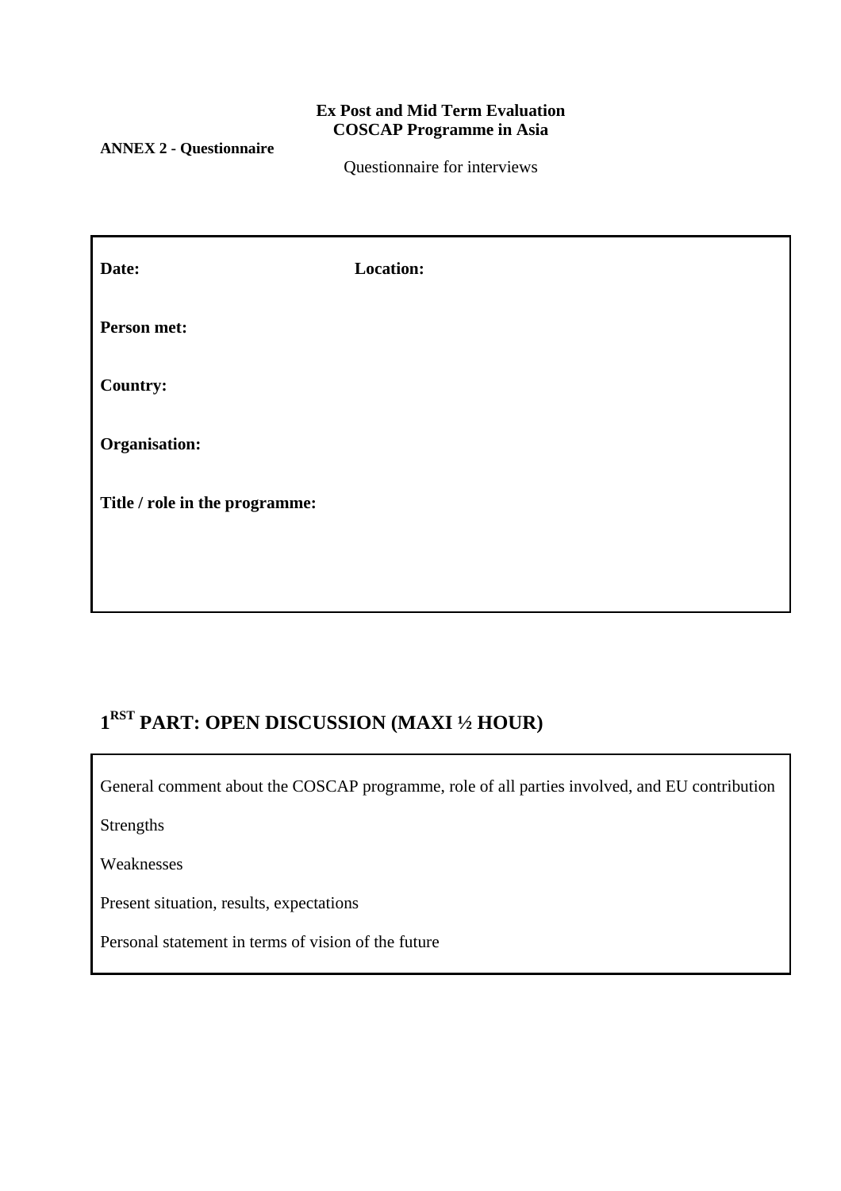**Ex Post and Mid Term Evaluation**
**COSCAP Programme in Asia**

**ANNEX 2 - Questionnaire**

Questionnaire for interviews

**Date:** **Location:**

**Person met:**

**Country:**

**Organisation:**

**Title / role in the programme:**

## 1[RST] PART: OPEN DISCUSSION (MAXI ½ HOUR)

General comment about the COSCAP programme, role of all parties involved, and EU contribution

Strengths

Weaknesses

Present situation, results, expectations

Personal statement in terms of vision of the future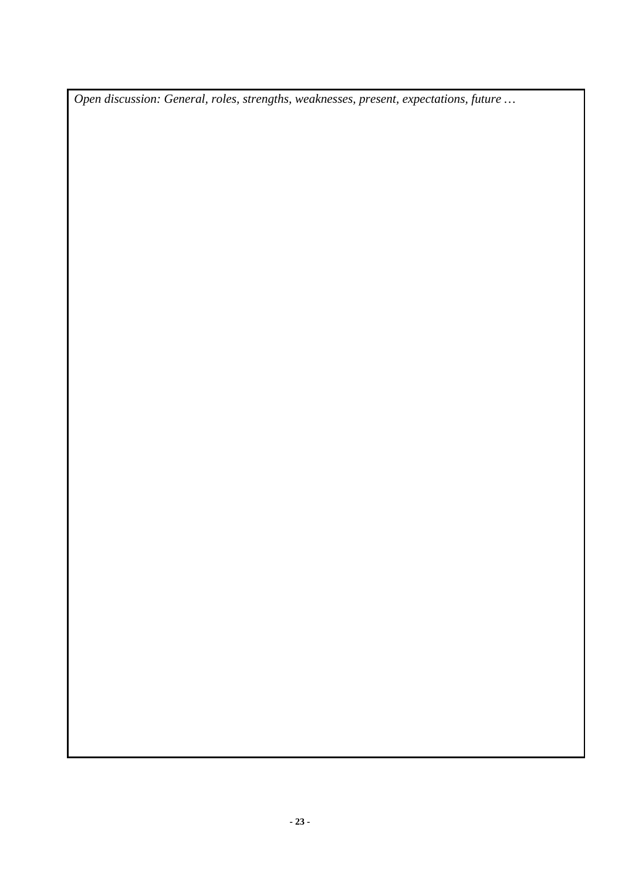*Open discussion: General, roles, strengths, weaknesses, present, expectations, future …*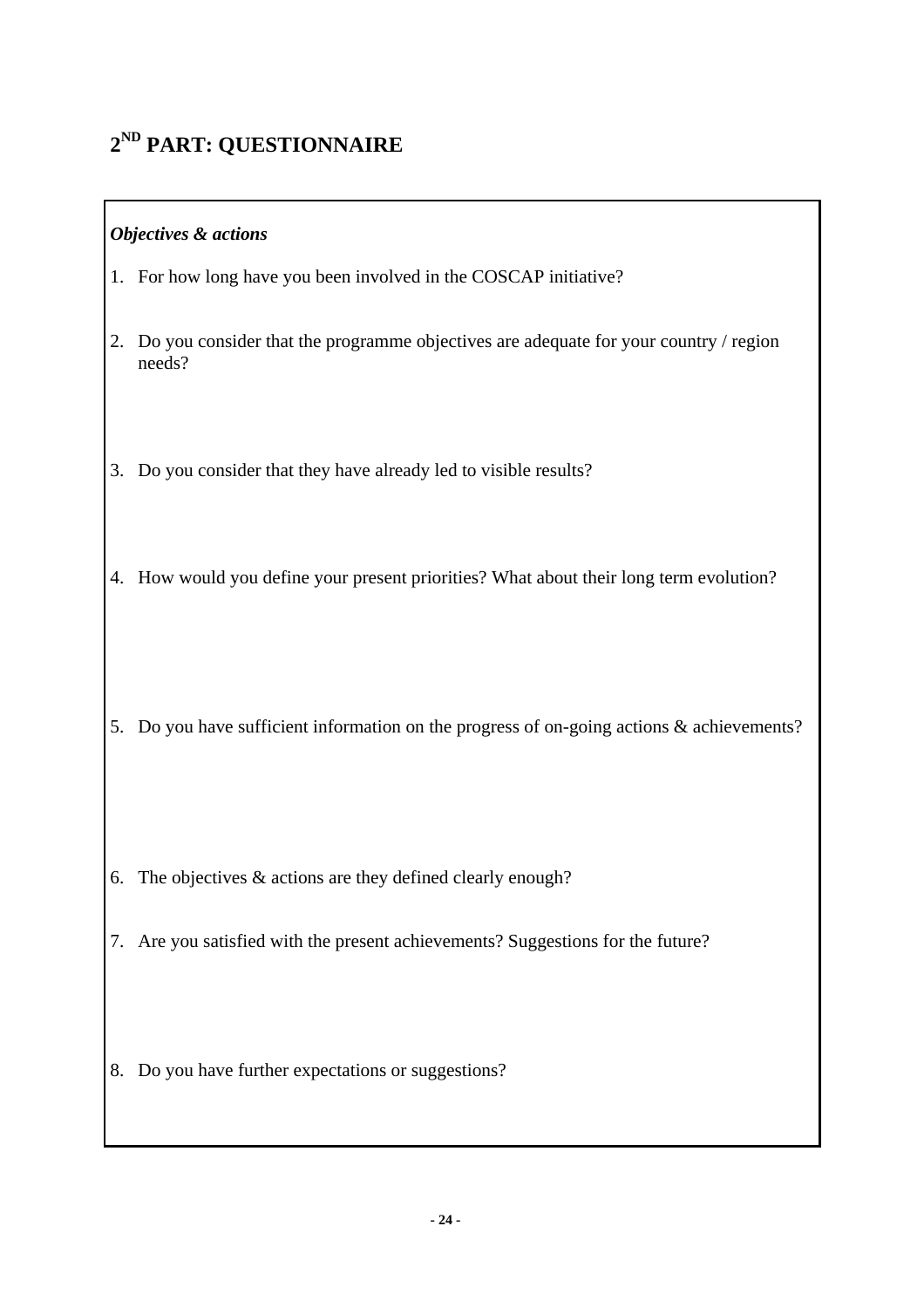# 2[ND] PART: QUESTIONNAIRE

***Objectives & actions***

1. For how long have you been involved in the COSCAP initiative?

2. Do you consider that the programme objectives are adequate for your country / region needs?

3. Do you consider that they have already led to visible results?

4. How would you define your present priorities? What about their long term evolution?

5. Do you have sufficient information on the progress of on-going actions & achievements?

6. The objectives & actions are they defined clearly enough?

7. Are you satisfied with the present achievements? Suggestions for the future?

8. Do you have further expectations or suggestions?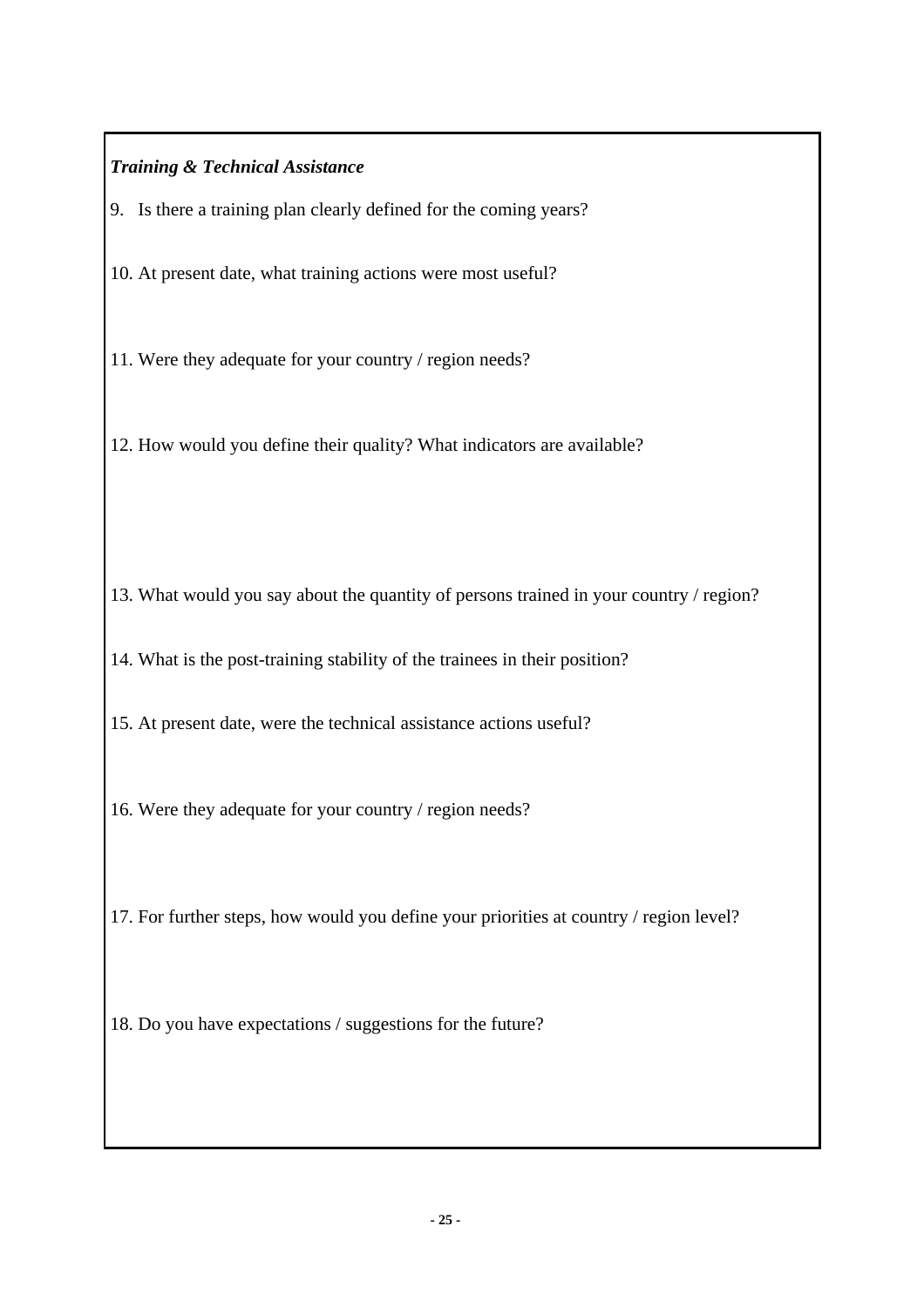***Training & Technical Assistance***

9. Is there a training plan clearly defined for the coming years?

10. At present date, what training actions were most useful?

11. Were they adequate for your country / region needs?

12. How would you define their quality? What indicators are available?

13. What would you say about the quantity of persons trained in your country / region?

14. What is the post-training stability of the trainees in their position?

15. At present date, were the technical assistance actions useful?

16. Were they adequate for your country / region needs?

17. For further steps, how would you define your priorities at country / region level?

18. Do you have expectations / suggestions for the future?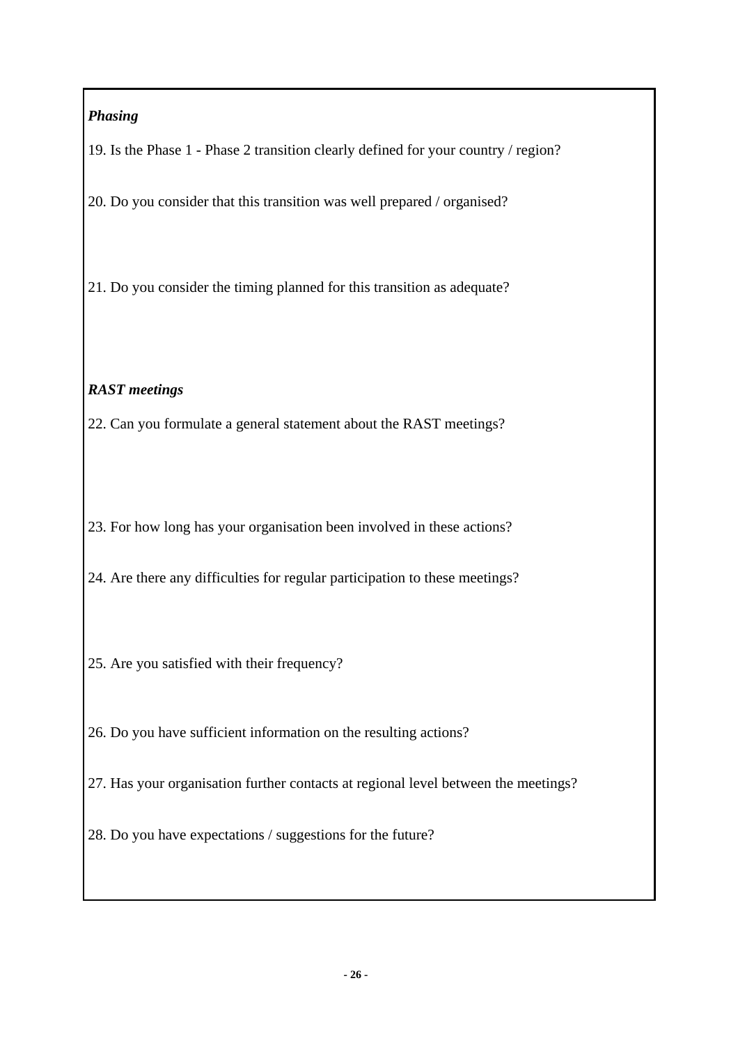***Phasing***

19. Is the Phase 1 - Phase 2 transition clearly defined for your country / region?

20. Do you consider that this transition was well prepared / organised?

21. Do you consider the timing planned for this transition as adequate?

***RAST meetings***

22. Can you formulate a general statement about the RAST meetings?

23. For how long has your organisation been involved in these actions?

24. Are there any difficulties for regular participation to these meetings?

25. Are you satisfied with their frequency?

26. Do you have sufficient information on the resulting actions?

27. Has your organisation further contacts at regional level between the meetings?

28. Do you have expectations / suggestions for the future?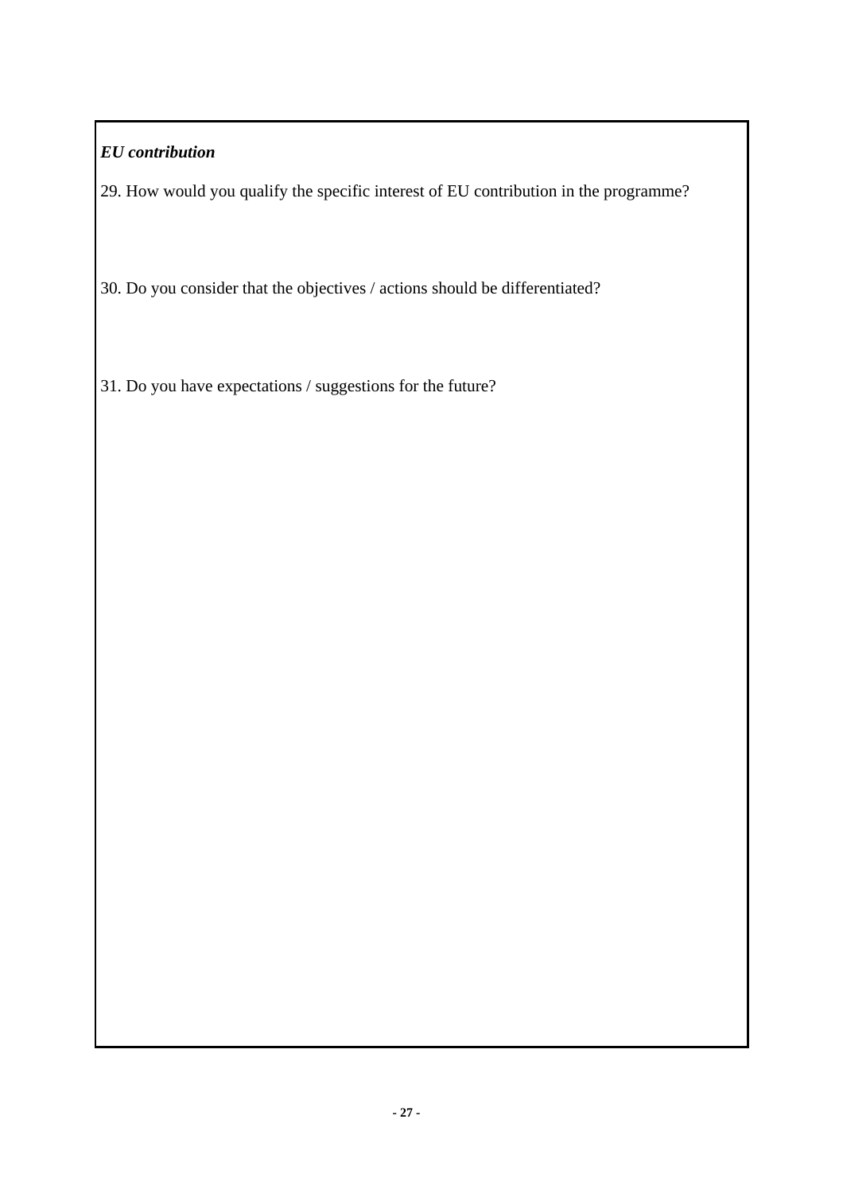***EU contribution***

29. How would you qualify the specific interest of EU contribution in the programme?

30. Do you consider that the objectives / actions should be differentiated?

31. Do you have expectations / suggestions for the future?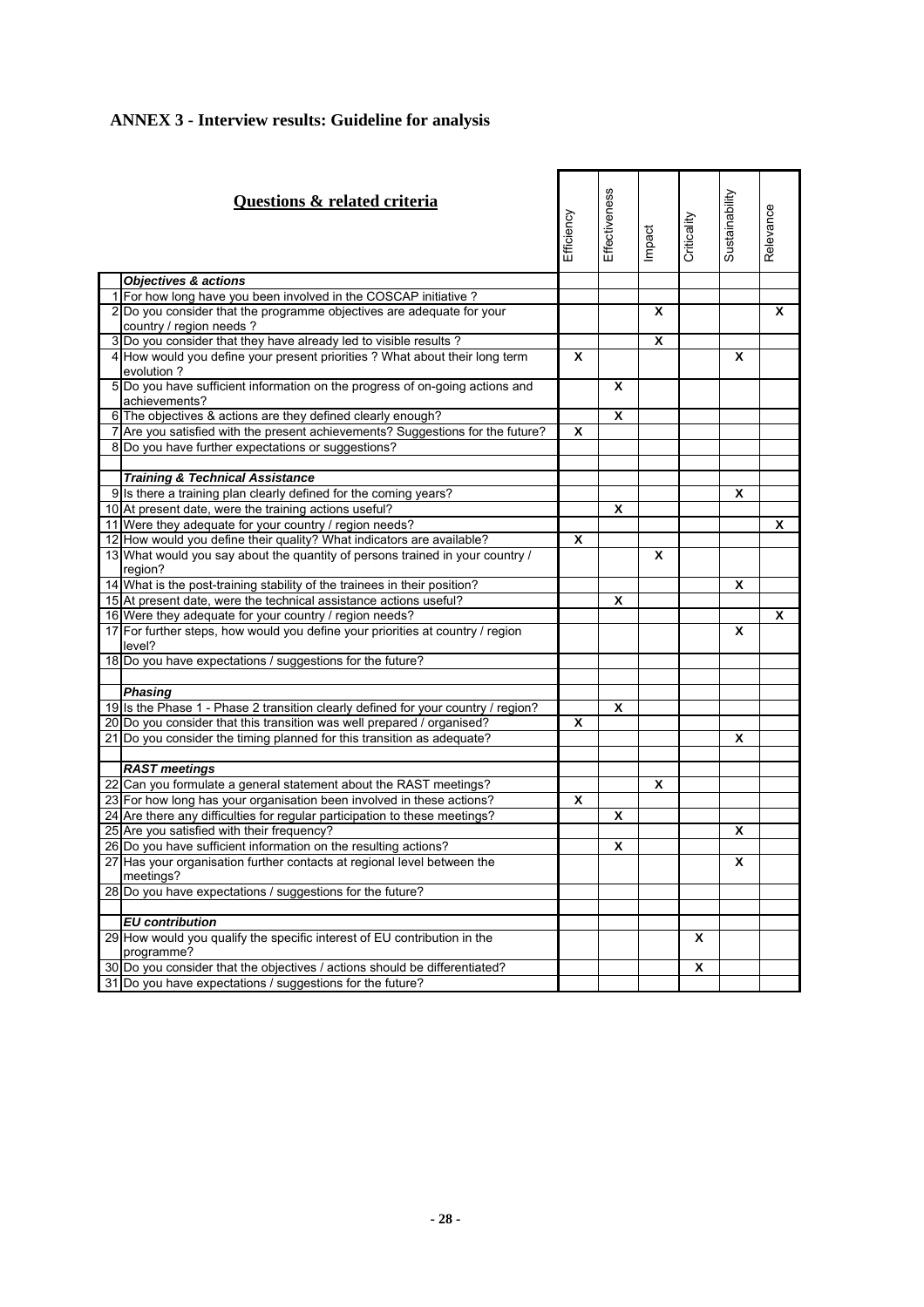## ANNEX 3 - Interview results: Guideline for analysis

| | Questions & related criteria | Efficiency | Effectiveness | Impact | Criticality | Sustainability | Relevance |
|---|---|---|---|---|---|---|---|
| | ***Objectives & actions*** | | | | | | |
| 1 | For how long have you been involved in the COSCAP initiative ? | | | | | | |
| 2 | Do you consider that the programme objectives are adequate for your country / region needs ? | | | X | | | X |
| 3 | Do you consider that they have already led to visible results ? | | | X | | | |
| 4 | How would you define your present priorities ? What about their long term evolution ? | X | | | | X | |
| 5 | Do you have sufficient information on the progress of on-going actions and achievements? | | X | | | | |
| 6 | The objectives & actions are they defined clearly enough? | | X | | | | |
| 7 | Are you satisfied with the present achievements? Suggestions for the future? | X | | | | | |
| 8 | Do you have further expectations or suggestions? | | | | | | |
| | | | | | | | |
| | ***Training & Technical Assistance*** | | | | | | |
| 9 | Is there a training plan clearly defined for the coming years? | | | | | X | |
| 10 | At present date, were the training actions useful? | | X | | | | |
| 11 | Were they adequate for your country / region needs? | | | | | | X |
| 12 | How would you define their quality? What indicators are available? | X | | | | | |
| 13 | What would you say about the quantity of persons trained in your country / region? | | | X | | | |
| 14 | What is the post-training stability of the trainees in their position? | | | | | X | |
| 15 | At present date, were the technical assistance actions useful? | | X | | | | |
| 16 | Were they adequate for your country / region needs? | | | | | | X |
| 17 | For further steps, how would you define your priorities at country / region level? | | | | | X | |
| 18 | Do you have expectations / suggestions for the future? | | | | | | |
| | | | | | | | |
| | ***Phasing*** | | | | | | |
| 19 | Is the Phase 1 - Phase 2 transition clearly defined for your country / region? | | X | | | | |
| 20 | Do you consider that this transition was well prepared / organised? | X | | | | | |
| 21 | Do you consider the timing planned for this transition as adequate? | | | | | X | |
| | | | | | | | |
| | ***RAST meetings*** | | | | | | |
| 22 | Can you formulate a general statement about the RAST meetings? | | | X | | | |
| 23 | For how long has your organisation been involved in these actions? | X | | | | | |
| 24 | Are there any difficulties for regular participation to these meetings? | | X | | | | |
| 25 | Are you satisfied with their frequency? | | | | | X | |
| 26 | Do you have sufficient information on the resulting actions? | | X | | | | |
| 27 | Has your organisation further contacts at regional level between the meetings? | | | | | X | |
| 28 | Do you have expectations / suggestions for the future? | | | | | | |
| | | | | | | | |
| | ***EU contribution*** | | | | | | |
| 29 | How would you qualify the specific interest of EU contribution in the programme? | | | | X | | |
| 30 | Do you consider that the objectives / actions should be differentiated? | | | | X | | |
| 31 | Do you have expectations / suggestions for the future? | | | | | | |